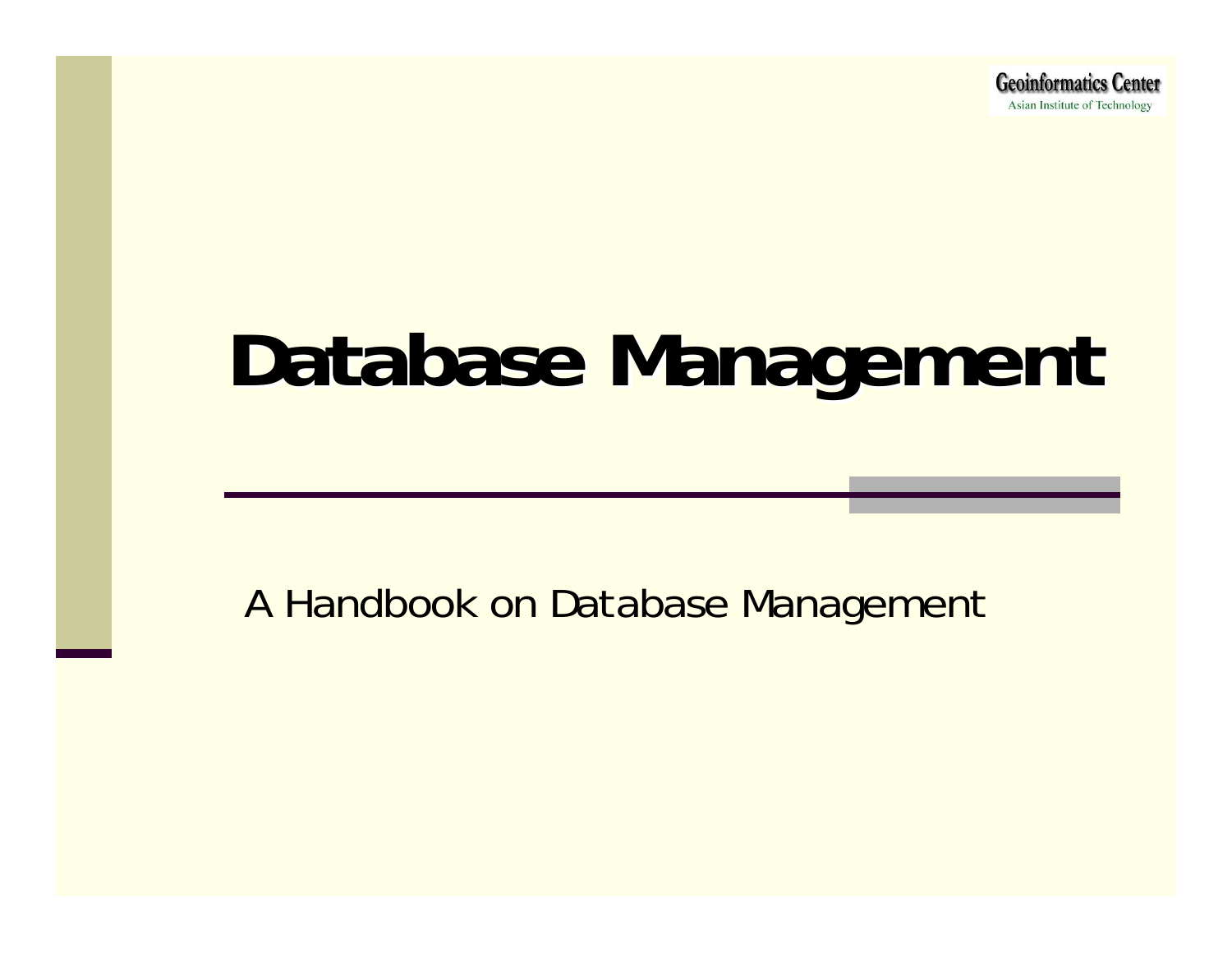Geoinformatics Center
Asian Institute of Technology

# Database Management

A Handbook on Database Management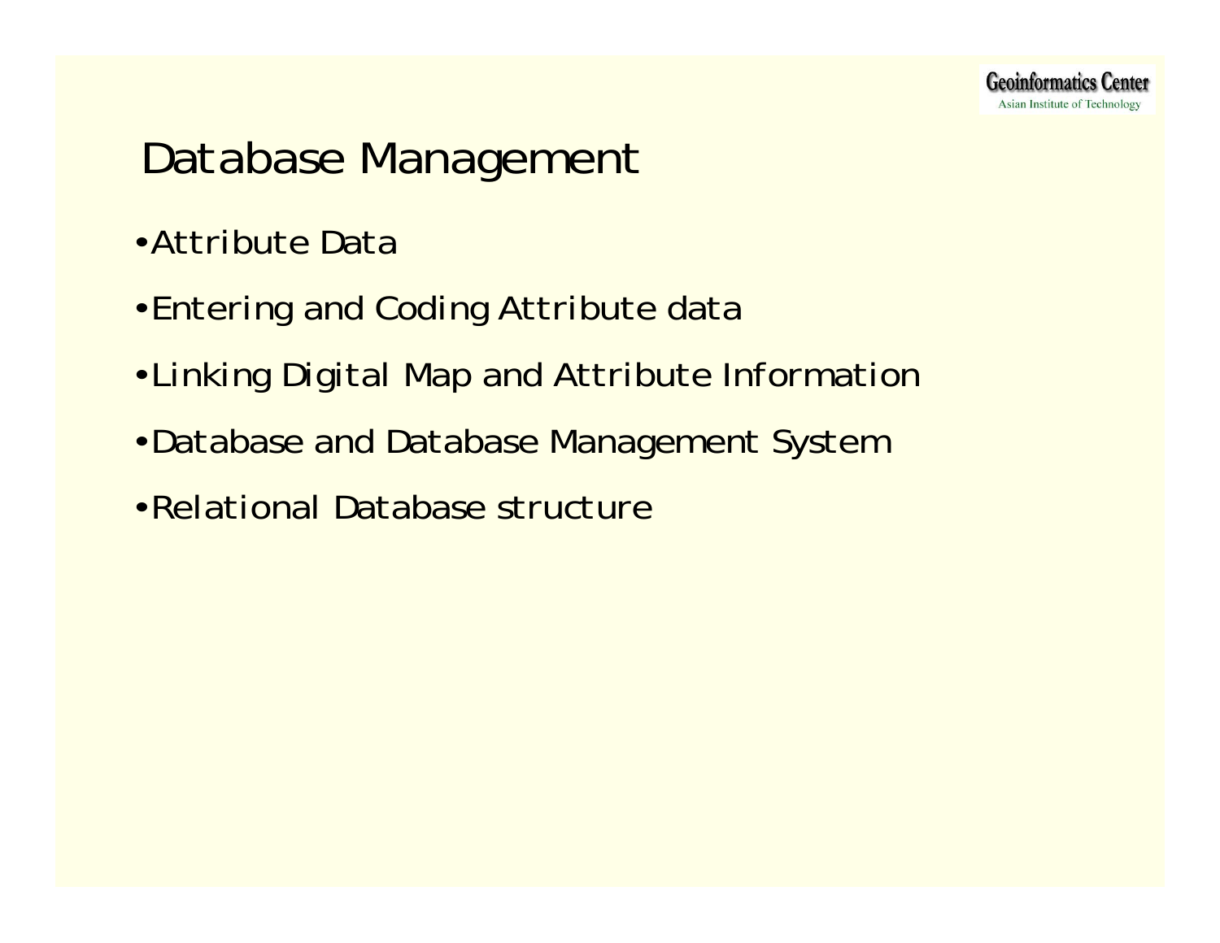# Database Management

- Attribute Data
- Entering and Coding Attribute data
- Linking Digital Map and Attribute Information
- Database and Database Management System
- Relational Database structure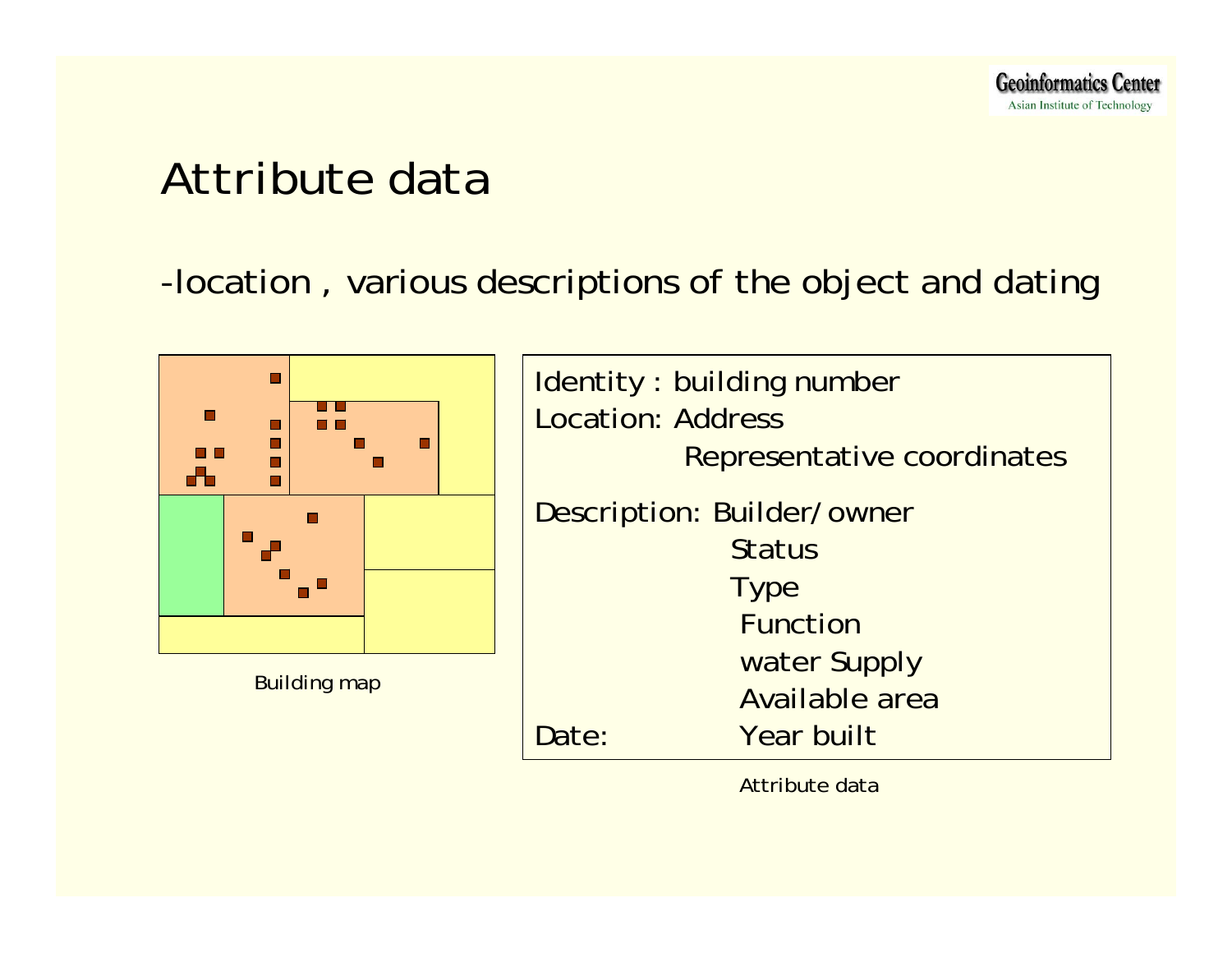# Attribute data

-location , various descriptions of the object and dating

Building map

Identity : building number
Location: Address
    Representative coordinates
Description: Builder/owner
    Status
    Type
    Function
    water Supply
    Available area
Date: Year built

Attribute data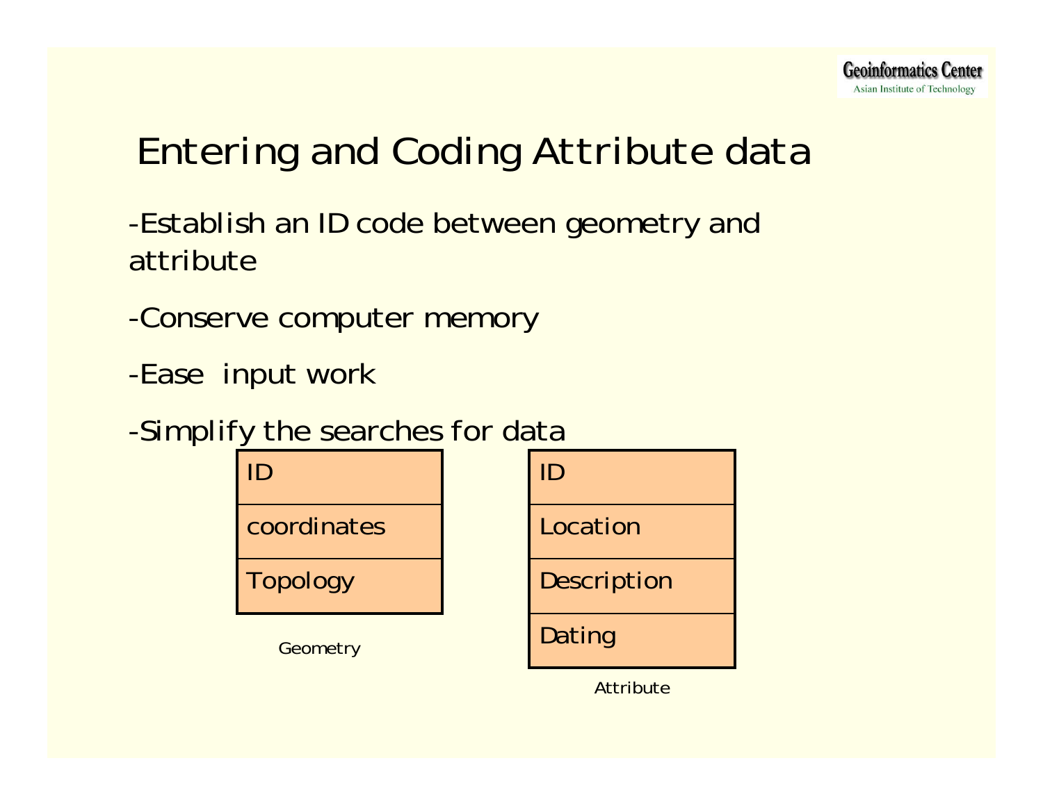# Entering and Coding Attribute data

-Establish an ID code between geometry and attribute

-Conserve computer memory

-Ease input work

-Simplify the searches for data

| ID |
| --- |
| coordinates |
| Topology |

Geometry

| ID |
| --- |
| Location |
| Description |
| Dating |

Attribute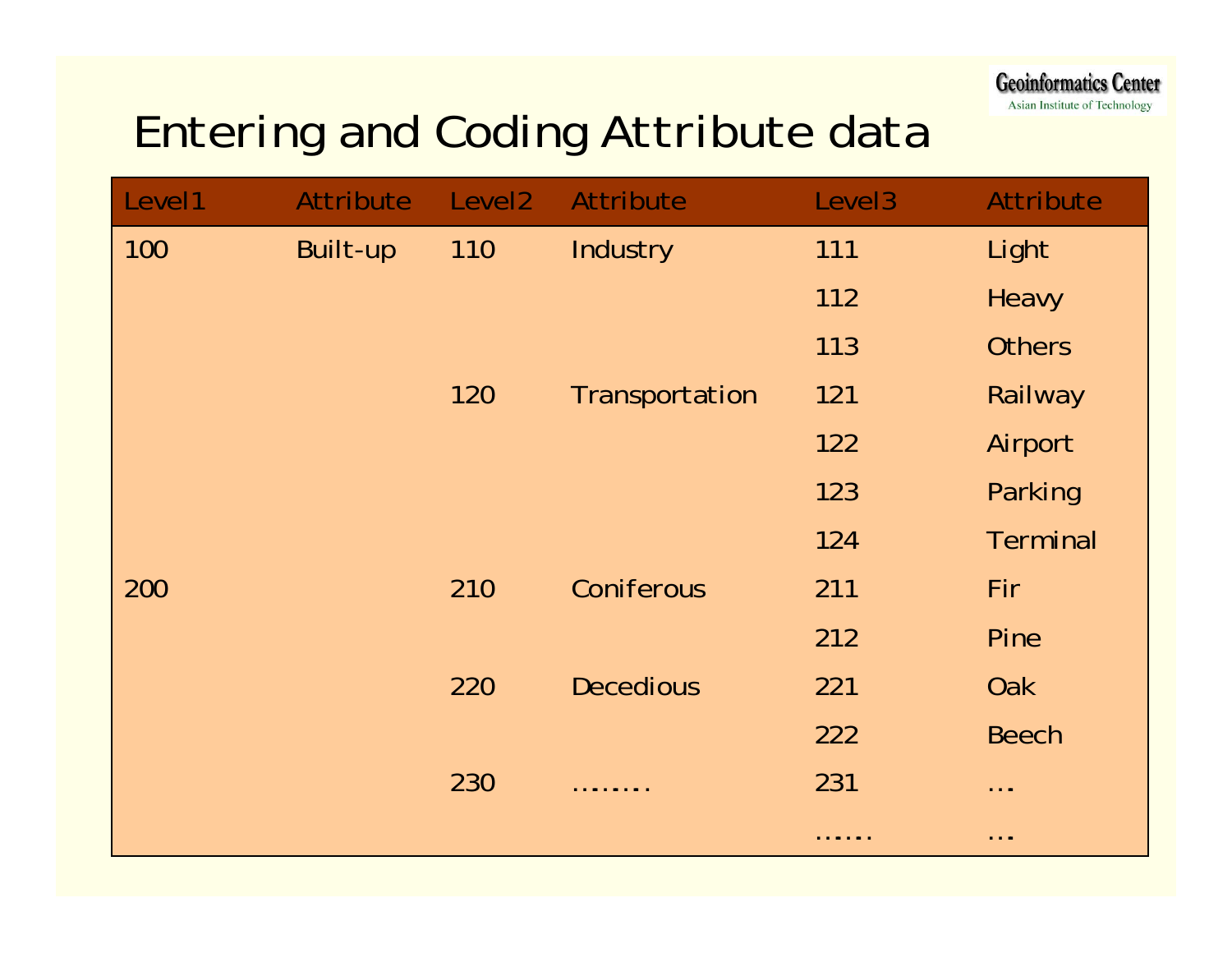# Entering and Coding Attribute data

| Level1 | Attribute | Level2 | Attribute | Level3 | Attribute |
|---|---|---|---|---|---|
| 100 | Built-up | 110 | Industry | 111 | Light |
| | | | | 112 | Heavy |
| | | | | 113 | Others |
| | | 120 | Transportation | 121 | Railway |
| | | | | 122 | Airport |
| | | | | 123 | Parking |
| | | | | 124 | Terminal |
| 200 | | 210 | Coniferous | 211 | Fir |
| | | | | 212 | Pine |
| | | 220 | Decedious | 221 | Oak |
| | | | | 222 | Beech |
| | | 230 | ........ | 231 | ... |
| | | | | ...... | ... |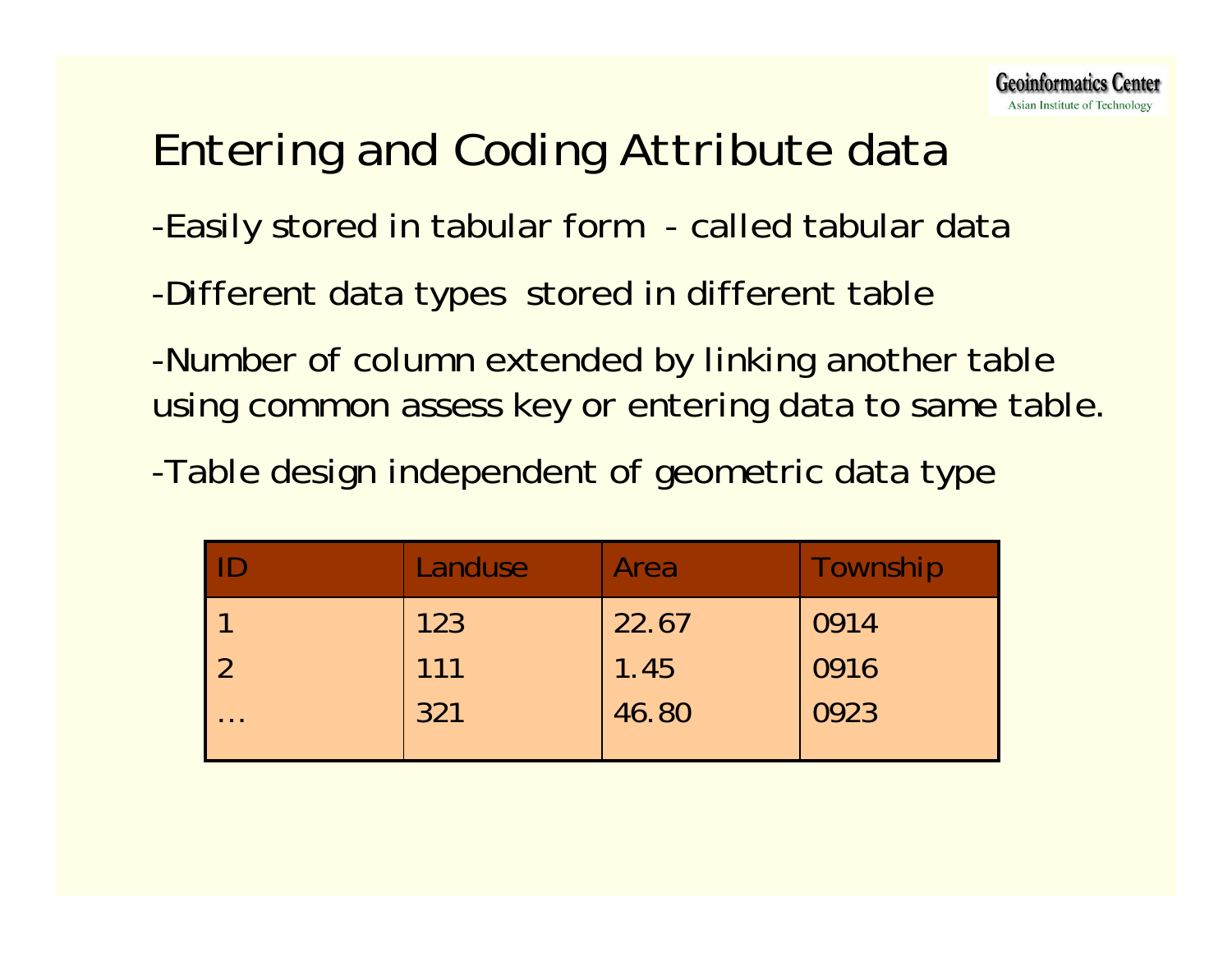# Entering and Coding Attribute data

- Easily stored in tabular form - called tabular data
- Different data types stored in different table
- Number of column extended by linking another table using common assess key or entering data to same table.
- Table design independent of geometric data type

| ID | Landuse | Area | Township |
|---|---|---|---|
| 1 | 123 | 22.67 | 0914 |
| 2 | 111 | 1.45 | 0916 |
| … | 321 | 46.80 | 0923 |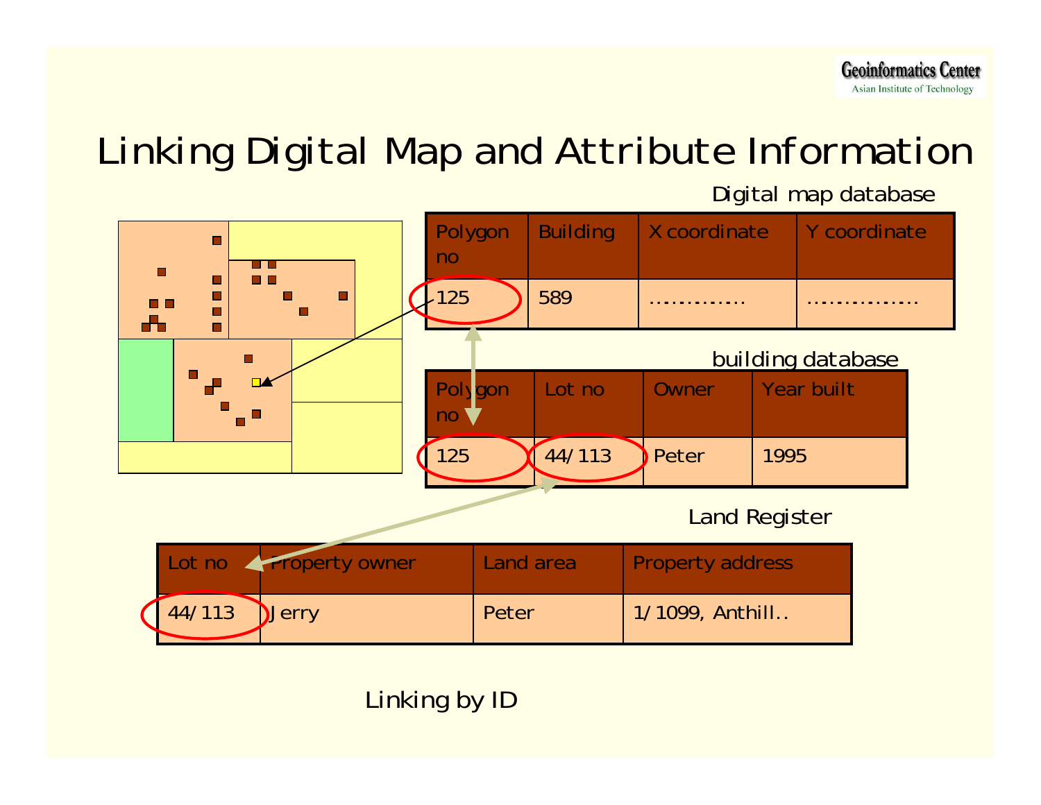# Linking Digital Map and Attribute Information

Digital map database

| Polygon no | Building | X coordinate | Y coordinate |
|---|---|---|---|
| 125 | 589 | ............. | ............... |

building database

| Polygon no | Lot no | Owner | Year built |
|---|---|---|---|
| 125 | 44/113 | Peter | 1995 |

Land Register

| Lot no | Property owner | Land area | Property address |
|---|---|---|---|
| 44/113 | Jerry | Peter | 1/1099, Anthill.. |

Linking by ID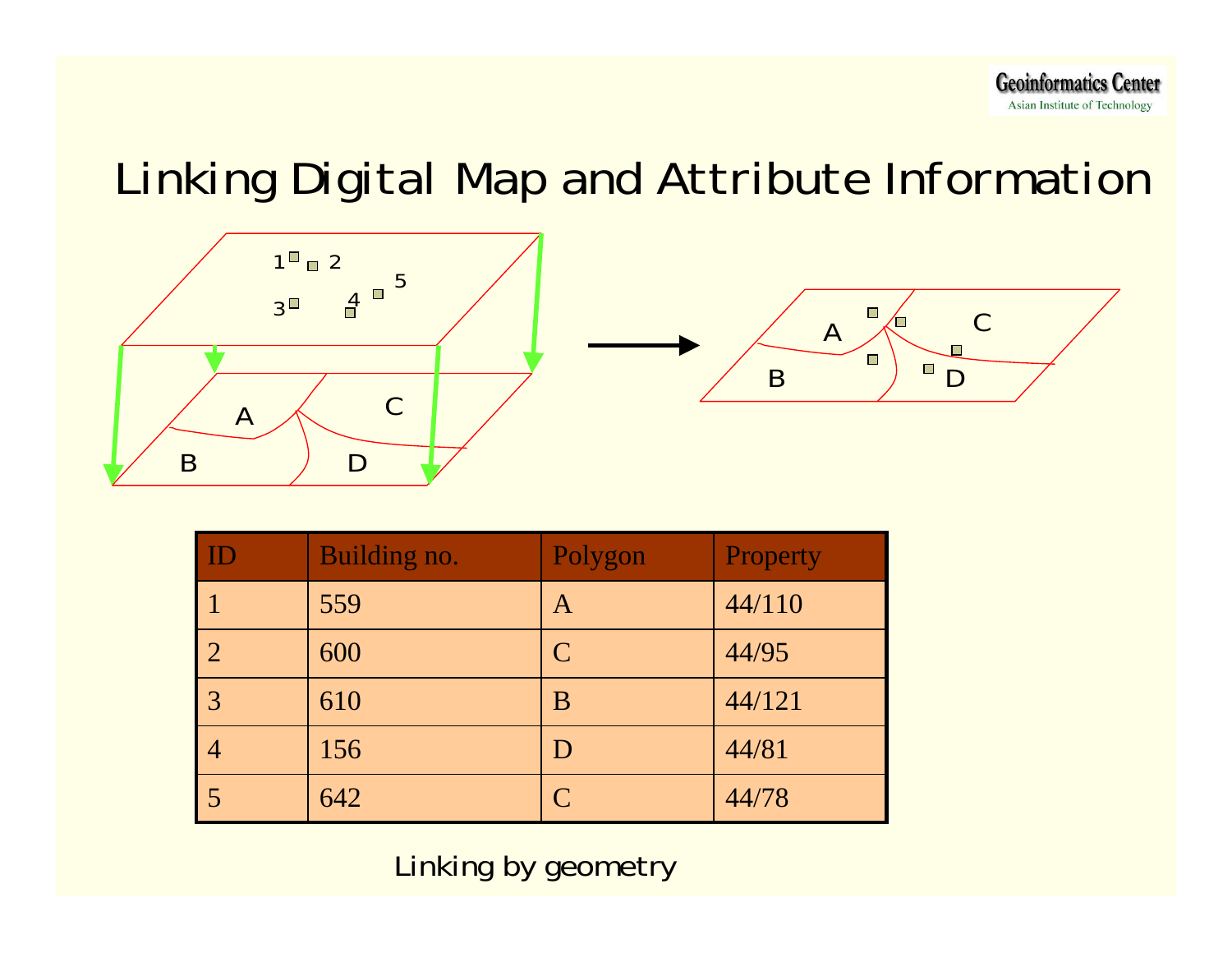# Linking Digital Map and Attribute Information

| ID | Building no. | Polygon | Property |
|---|---|---|---|
| 1 | 559 | A | 44/110 |
| 2 | 600 | C | 44/95 |
| 3 | 610 | B | 44/121 |
| 4 | 156 | D | 44/81 |
| 5 | 642 | C | 44/78 |

Linking by geometry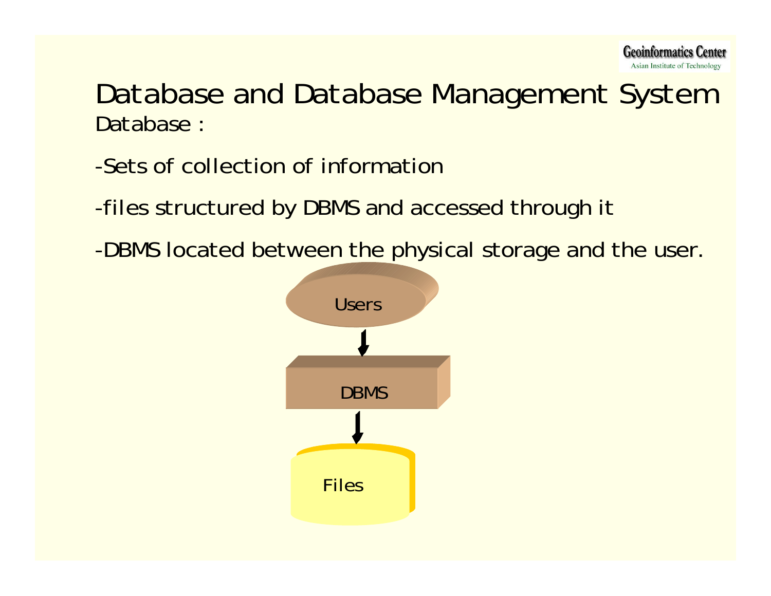# Database and Database Management System

Database :

-Sets of collection of information

-files structured by DBMS and accessed through it

-DBMS located between the physical storage and the user.

Users

DBMS

Files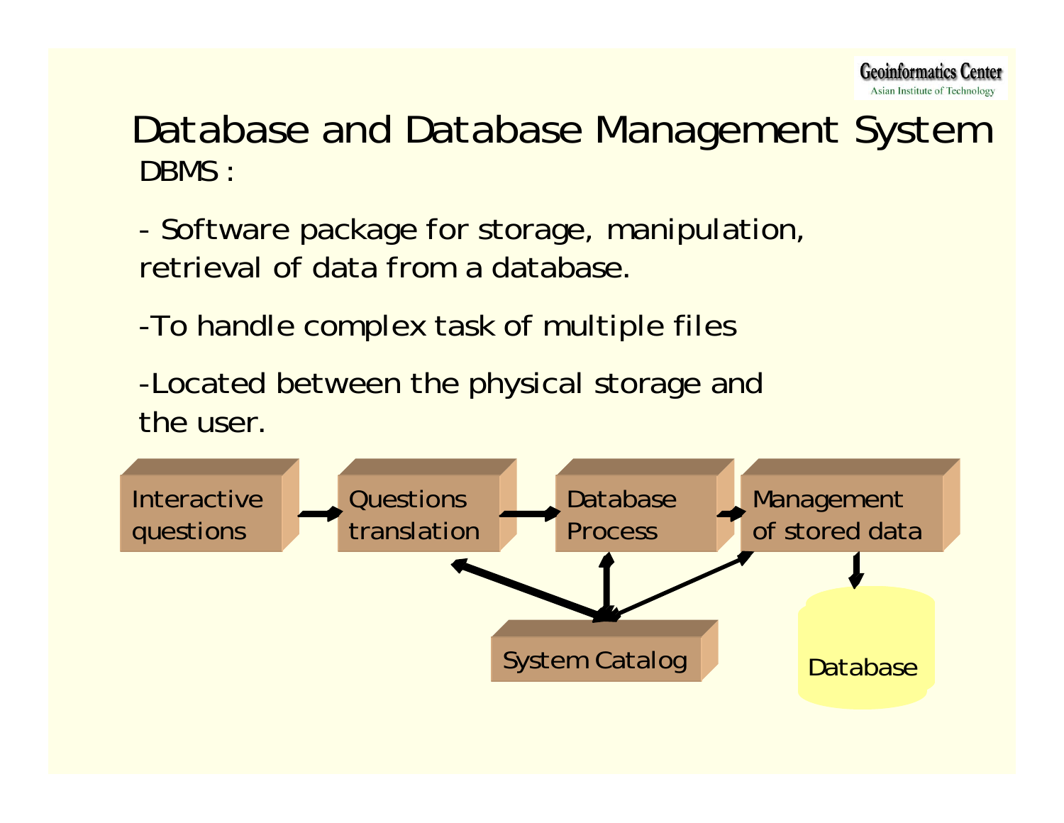# Database and Database Management System

DBMS :

- Software package for storage, manipulation, retrieval of data from a database.

-To handle complex task of multiple files

-Located between the physical storage and the user.

Interactive questions → Questions translation → Database Process → Management of stored data → Database

System Catalog ↔ Questions translation, Database Process, Management of stored data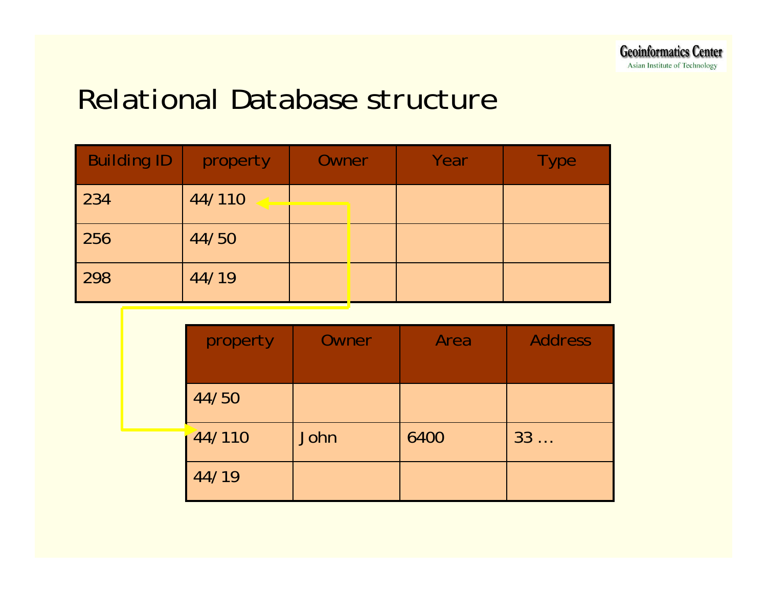# Relational Database structure

| Building ID | property | Owner | Year | Type |
|---|---|---|---|---|
| 234 | 44/110 | | | |
| 256 | 44/50 | | | |
| 298 | 44/19 | | | |

| property | Owner | Area | Address |
|---|---|---|---|
| 44/50 | | | |
| 44/110 | John | 6400 | 33 … |
| 44/19 | | | |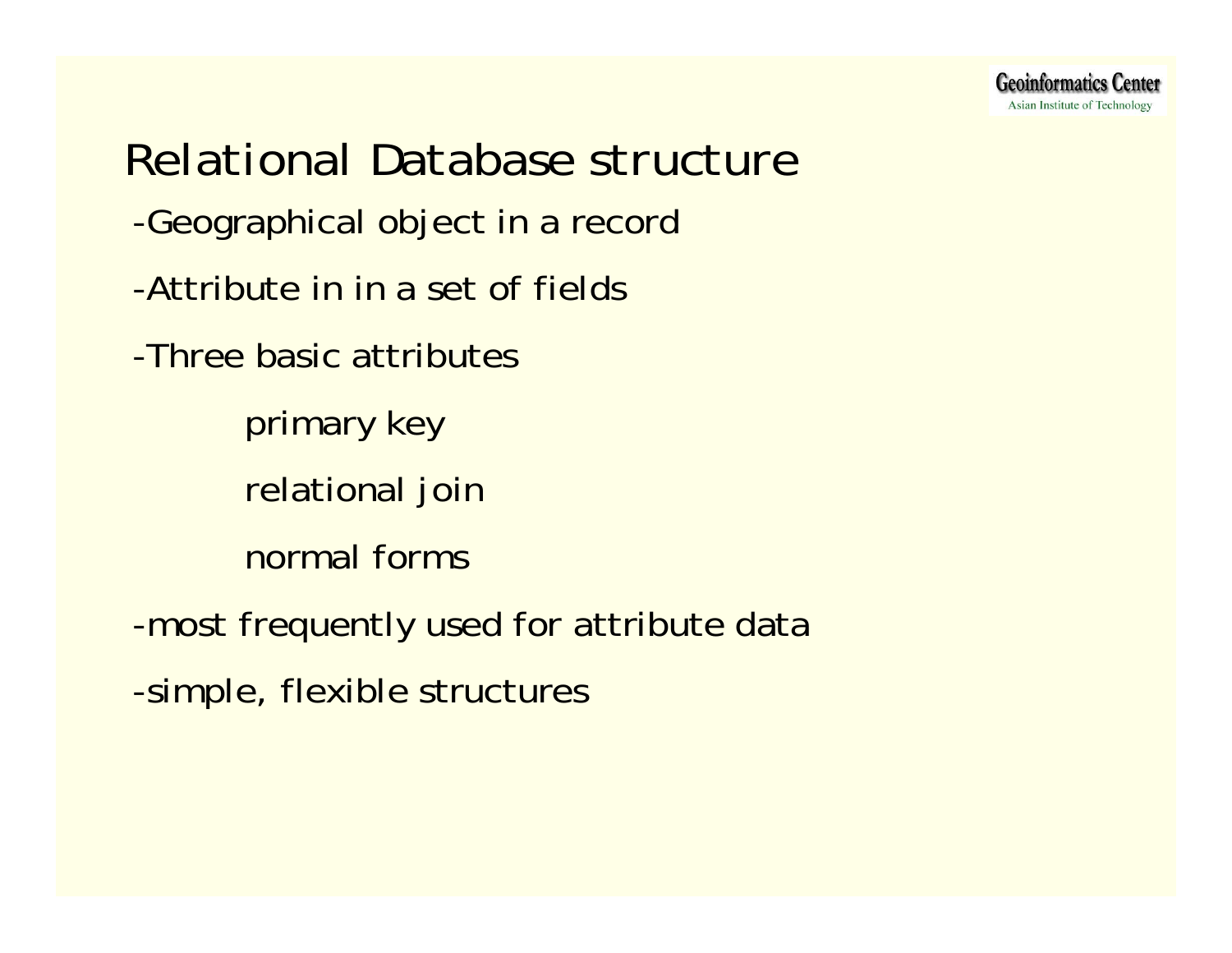# Relational Database structure

-Geographical object in a record

-Attribute in in a set of fields

-Three basic attributes

  primary key

  relational join

  normal forms

-most frequently used for attribute data

-simple, flexible structures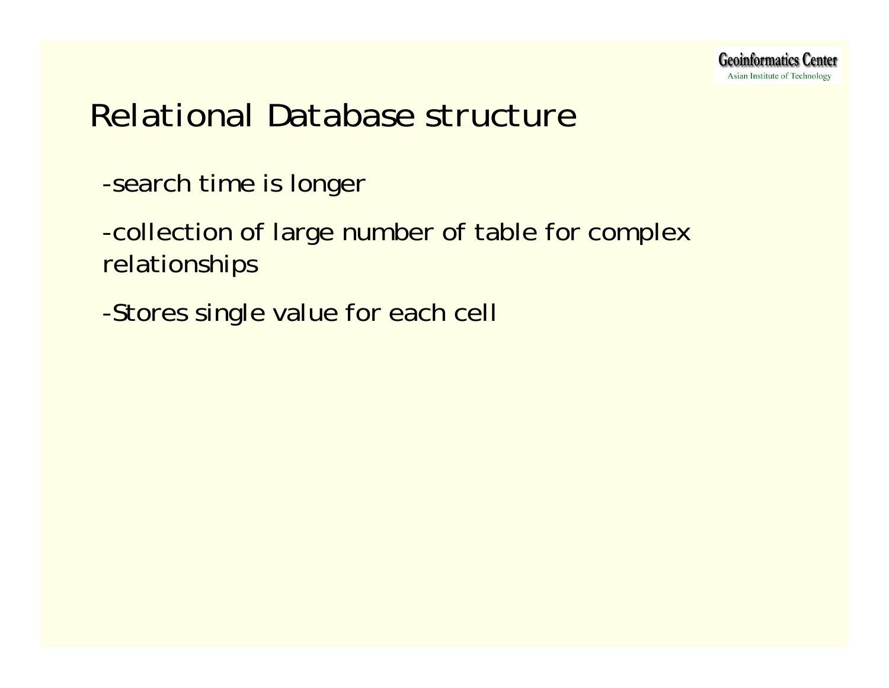# Relational Database structure

-search time is longer

-collection of large number of table for complex relationships

-Stores single value for each cell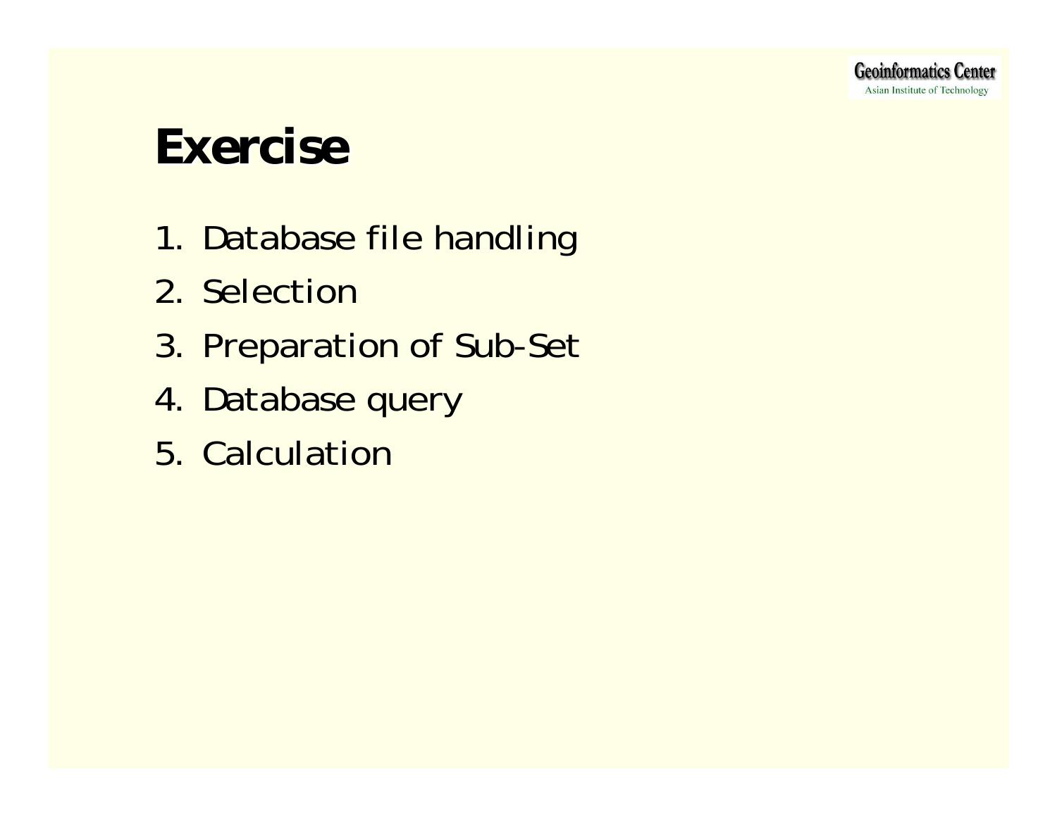# Exercise

1. Database file handling
2. Selection
3. Preparation of Sub-Set
4. Database query
5. Calculation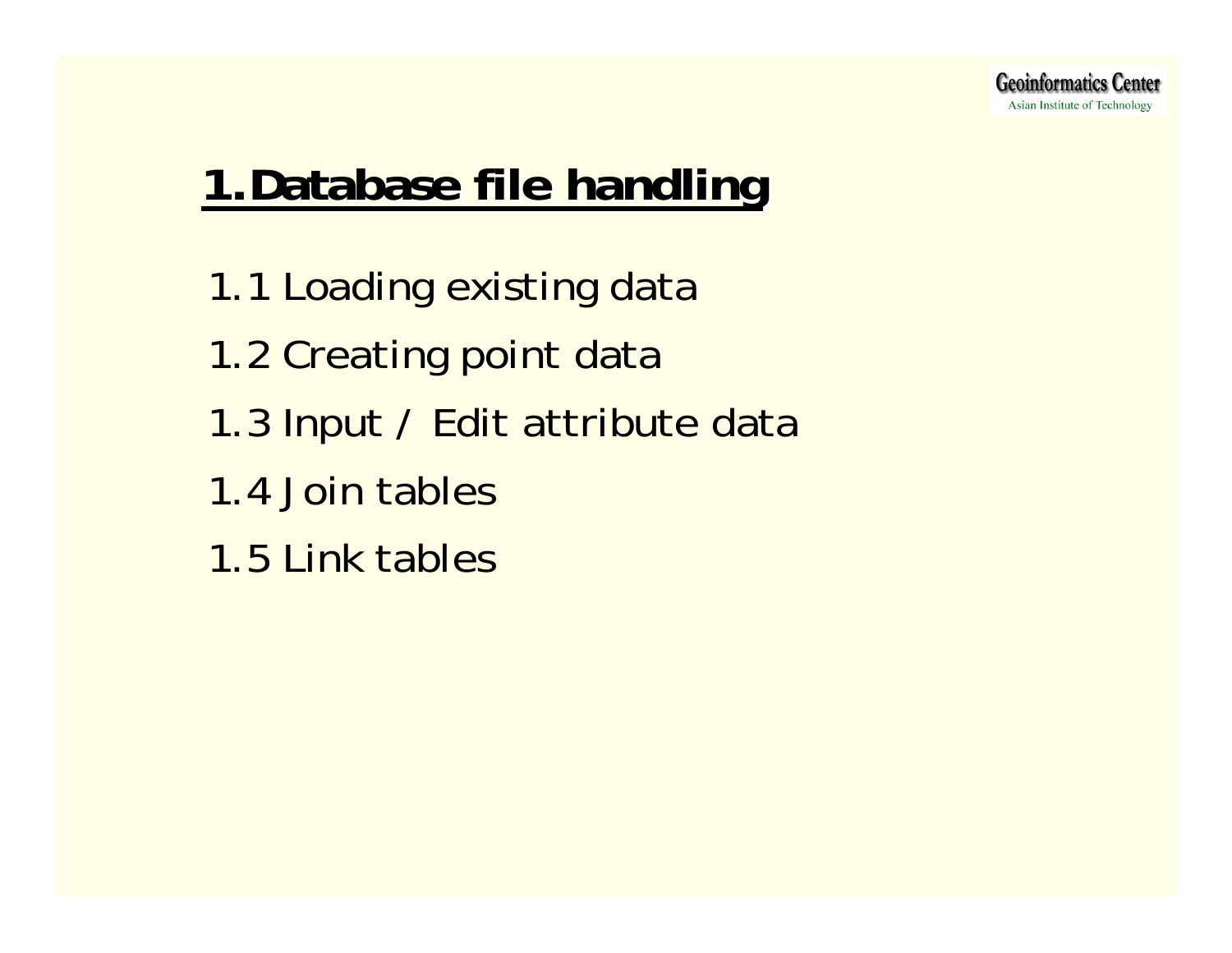# 1. Database file handling

1.1 Loading existing data

1.2 Creating point data

1.3 Input / Edit attribute data

1.4 Join tables

1.5 Link tables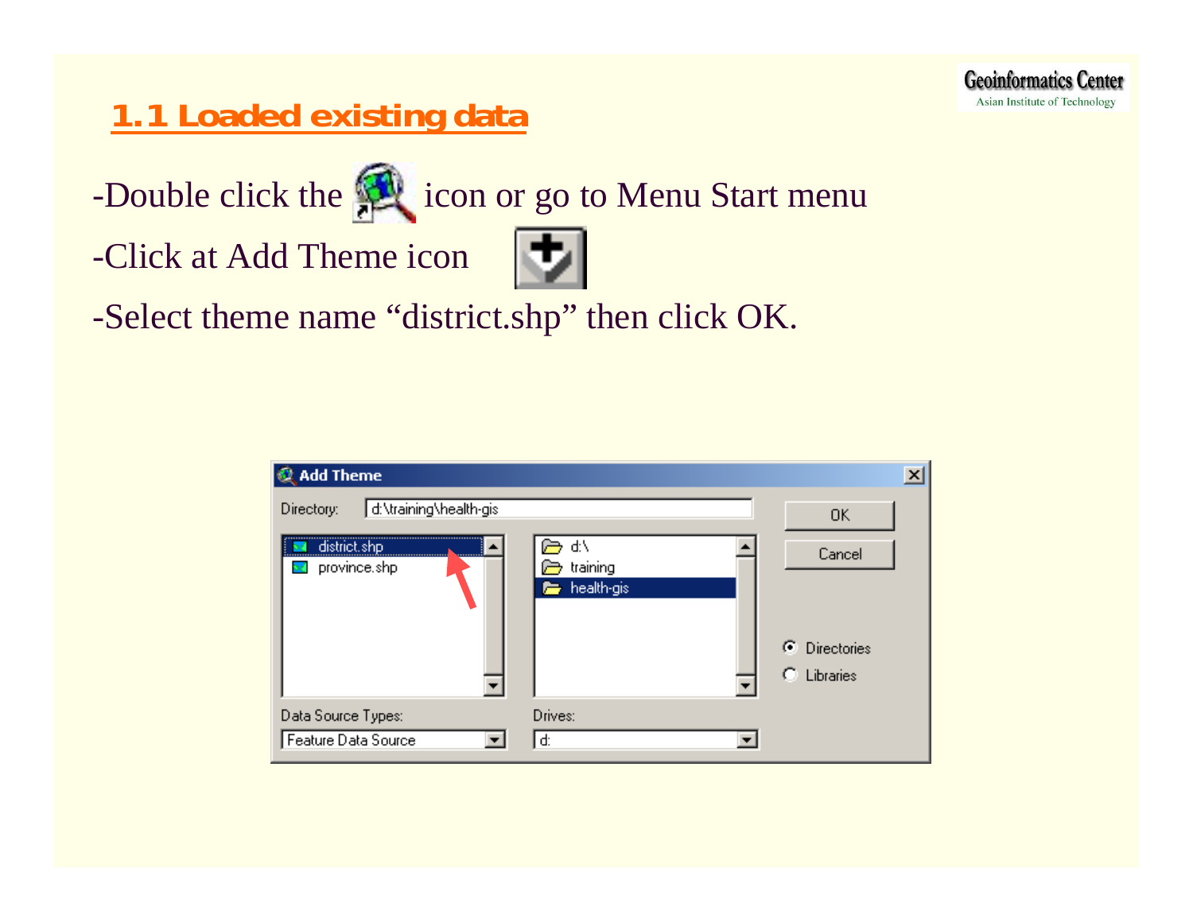## 1.1 Loaded existing data

-Double click the icon or go to Menu Start menu

-Click at Add Theme icon

-Select theme name “district.shp” then click OK.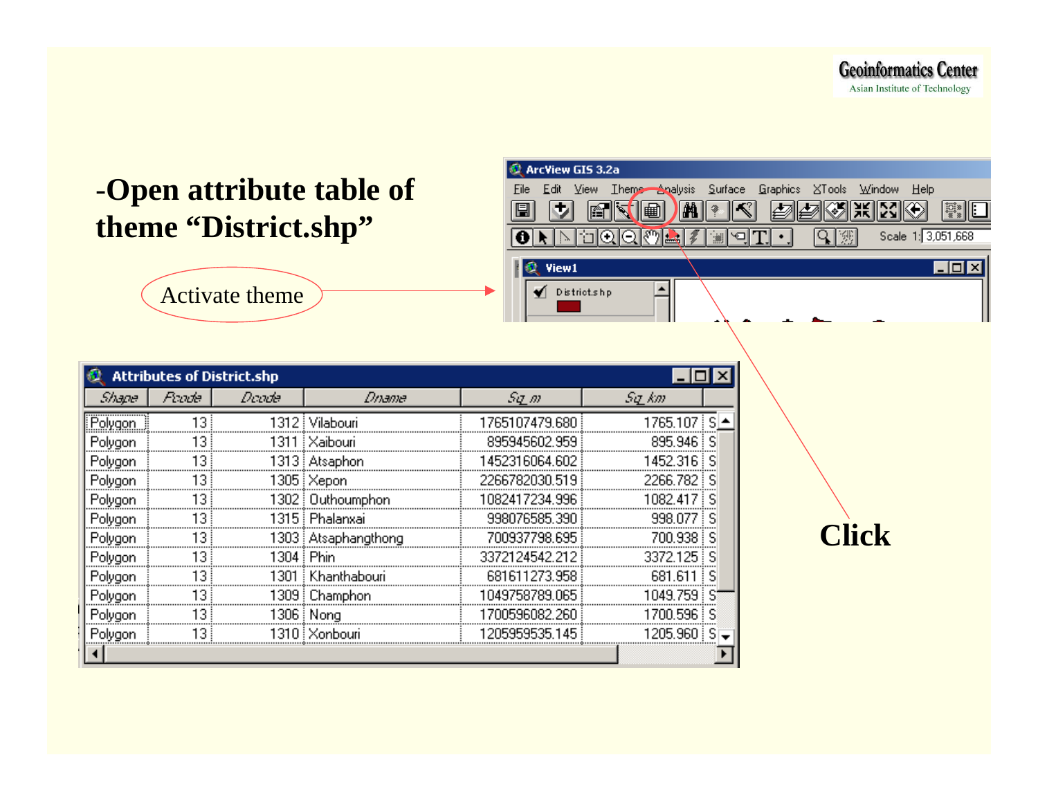-Open attribute table of theme "District.shp"

Activate theme

Click

**Attributes of District.shp**

| Shape | Fcode | Dcode | Dname | Sq_m | Sq_km |
|---|---|---|---|---|---|
| Polygon | 13 | 1312 | Vilabouri | 1765107479.680 | 1765.107 |
| Polygon | 13 | 1311 | Xaibouri | 895945602.959 | 895.946 |
| Polygon | 13 | 1313 | Atsaphon | 1452316064.602 | 1452.316 |
| Polygon | 13 | 1305 | Xepon | 2266782030.519 | 2266.782 |
| Polygon | 13 | 1302 | Outhoumphon | 1082417234.996 | 1082.417 |
| Polygon | 13 | 1315 | Phalanxai | 998076585.390 | 998.077 |
| Polygon | 13 | 1303 | Atsaphangthong | 700937798.695 | 700.938 |
| Polygon | 13 | 1304 | Phin | 3372124542.212 | 3372.125 |
| Polygon | 13 | 1301 | Khanthabouri | 681611273.958 | 681.611 |
| Polygon | 13 | 1309 | Champhon | 1049758789.065 | 1049.759 |
| Polygon | 13 | 1306 | Nong | 1700596082.260 | 1700.596 |
| Polygon | 13 | 1310 | Xonbouri | 1205959535.145 | 1205.960 |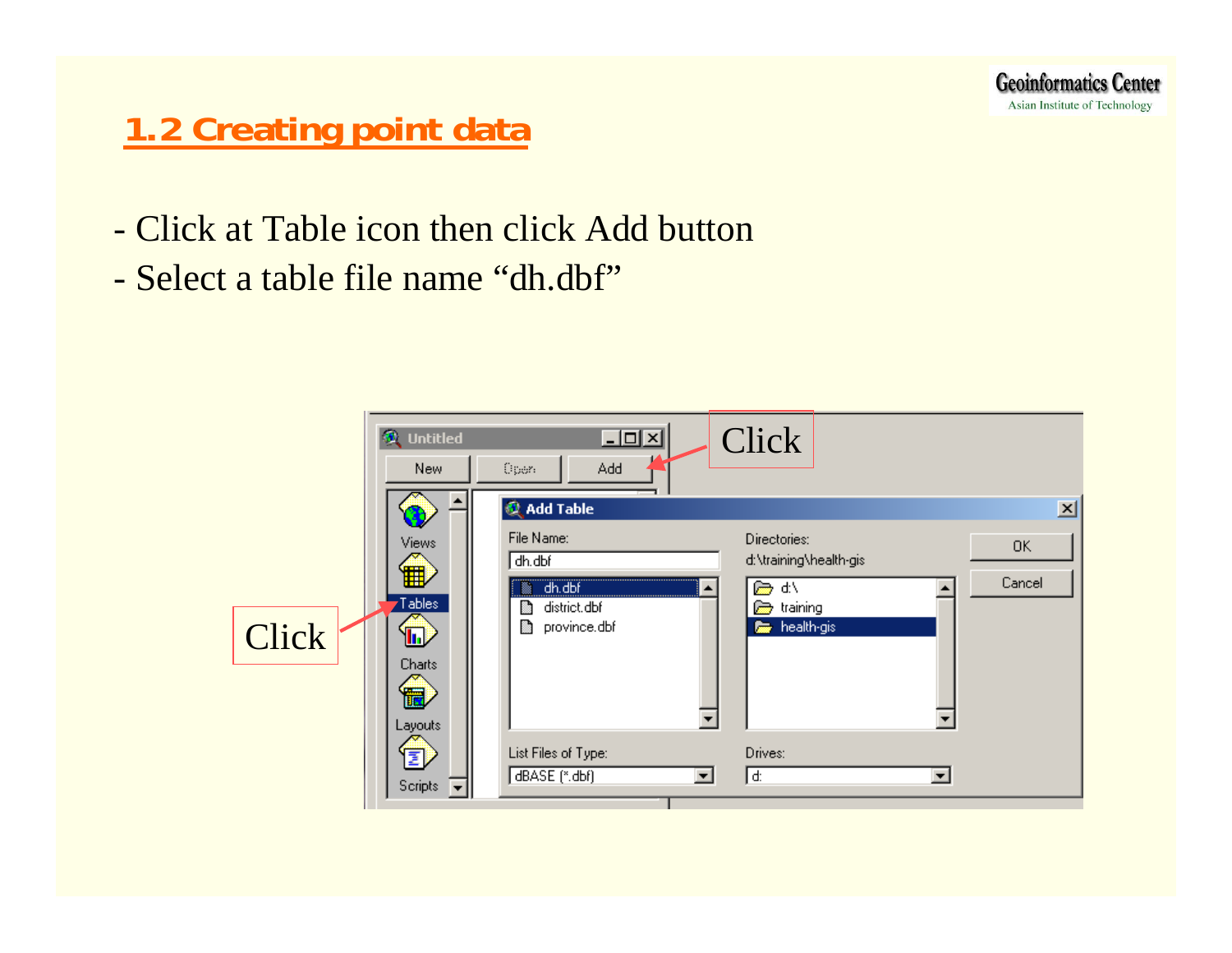## 1.2 Creating point data

- Click at Table icon then click Add button
- Select a table file name “dh.dbf”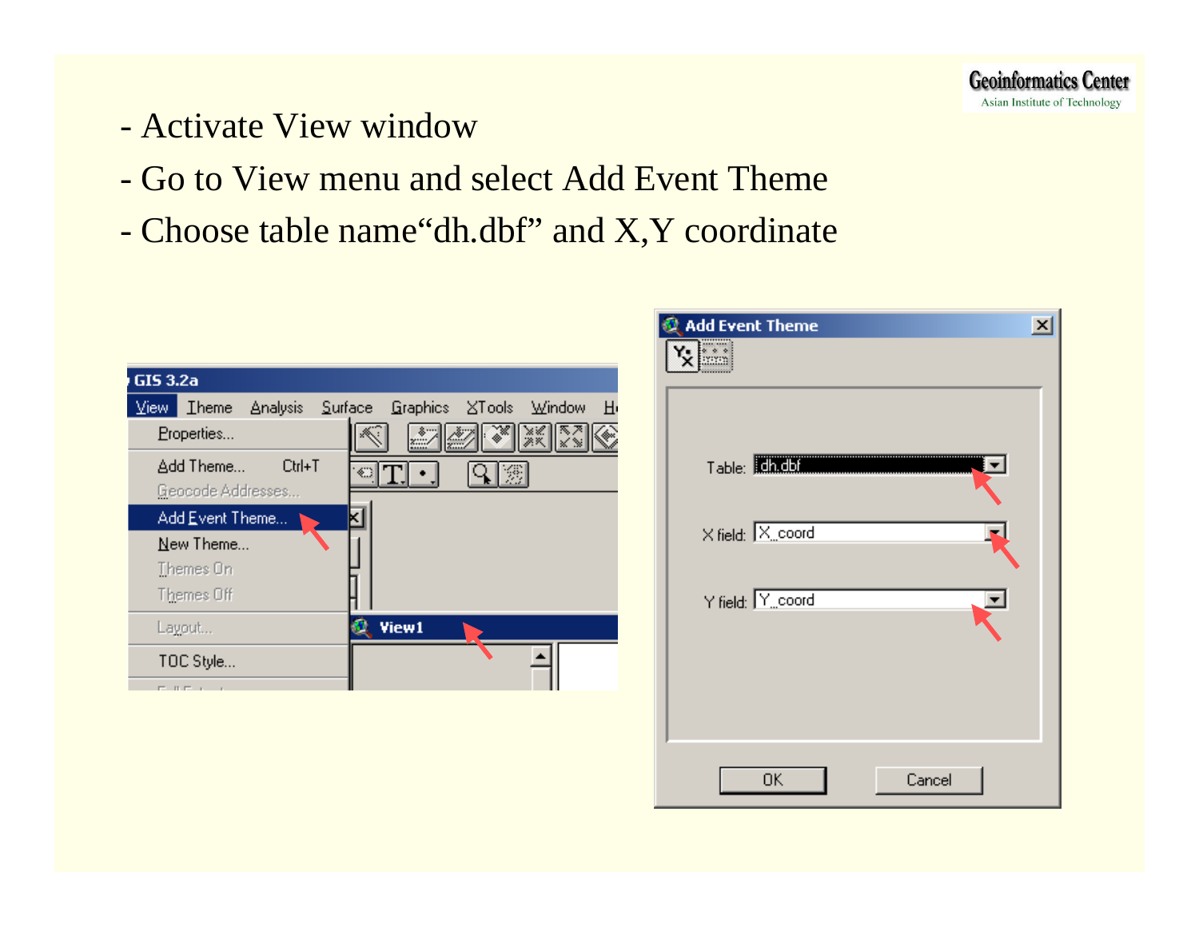- Activate View window
- Go to View menu and select Add Event Theme
- Choose table name“dh.dbf” and X,Y coordinate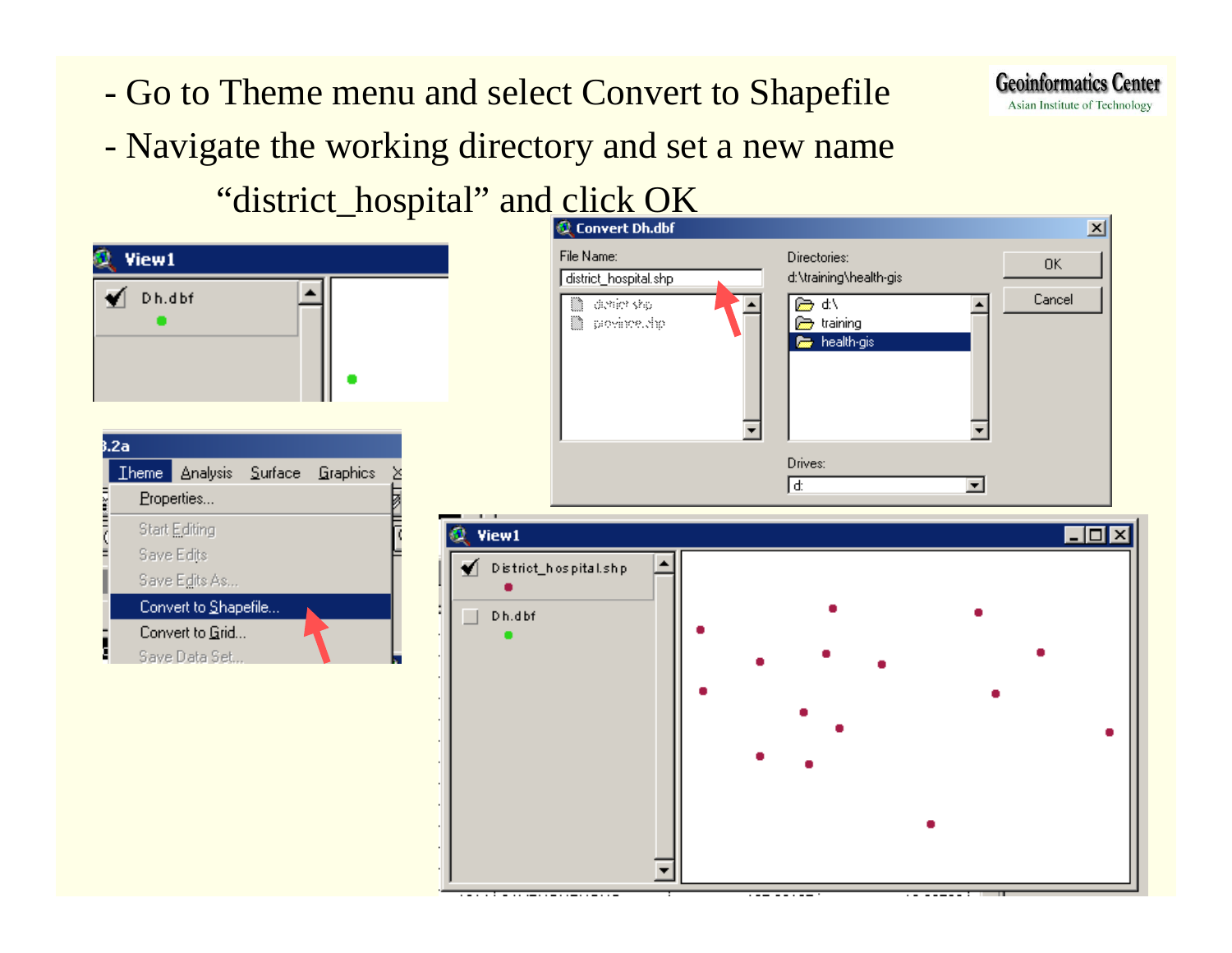- Go to Theme menu and select Convert to Shapefile
- Navigate the working directory and set a new name "district_hospital" and click OK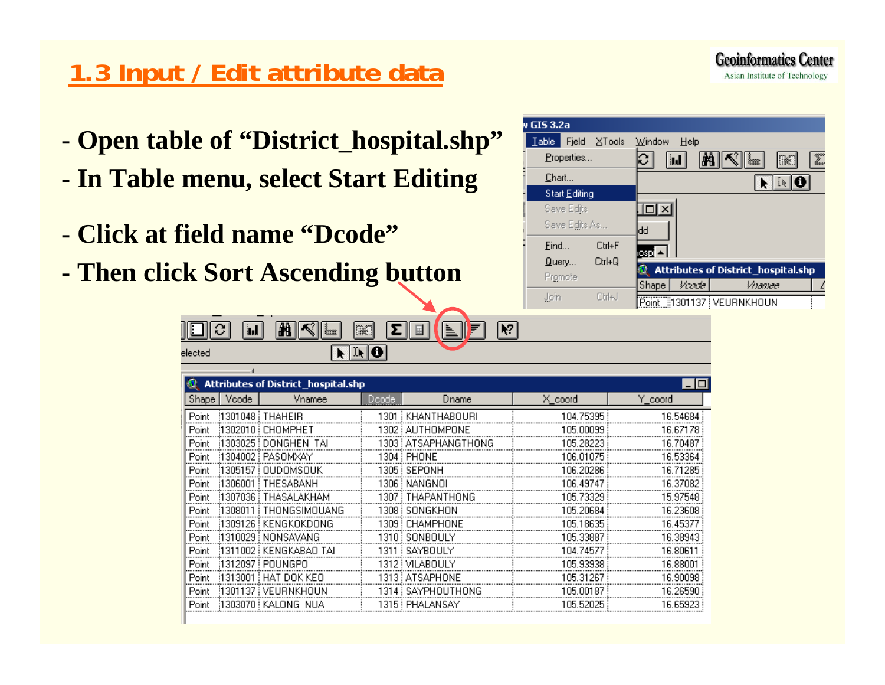## 1.3 Input / Edit attribute data

- Open table of "District_hospital.shp"
- In Table menu, select Start Editing
- Click at field name "Dcode"
- Then click Sort Ascending button

| Shape | Vcode | Vnamee | Dcode | Dname | X_coord | Y_coord |
|---|---|---|---|---|---|---|
| Point | 1301048 | THAHEIR | 1301 | KHANTHABOURI | 104.75395 | 16.54684 |
| Point | 1302010 | CHOMPHET | 1302 | AUTHOMPONE | 105.00099 | 16.67178 |
| Point | 1303025 | DONGHEN TAI | 1303 | ATSAPHANGTHONG | 105.28223 | 16.70487 |
| Point | 1304002 | PASOMXAY | 1304 | PHONE | 106.01075 | 16.53364 |
| Point | 1305157 | OUDOMSOUK | 1305 | SEPONH | 106.20286 | 16.71285 |
| Point | 1306001 | THESABANH | 1306 | NANGNOI | 106.49747 | 16.37082 |
| Point | 1307036 | THASALAKHAM | 1307 | THAPANTHONG | 105.73329 | 15.97548 |
| Point | 1308011 | THONGSIMOUANG | 1308 | SONGKHON | 105.20684 | 16.23608 |
| Point | 1309126 | KENGKOKDONG | 1309 | CHAMPHONE | 105.18635 | 16.45377 |
| Point | 1310029 | NONSAVANG | 1310 | SONBOULY | 105.33887 | 16.38943 |
| Point | 1311002 | KENGKABAO TAI | 1311 | SAYBOULY | 104.74577 | 16.80611 |
| Point | 1312097 | POUNGPO | 1312 | VILABOULY | 105.93938 | 16.88001 |
| Point | 1313001 | HAT DOK KEO | 1313 | ATSAPHONE | 105.31267 | 16.90098 |
| Point | 1301137 | VEURNKHOUN | 1314 | SAYPHOUTHONG | 105.00187 | 16.26590 |
| Point | 1303070 | KALONG NUA | 1315 | PHALANSAY | 105.52025 | 16.65923 |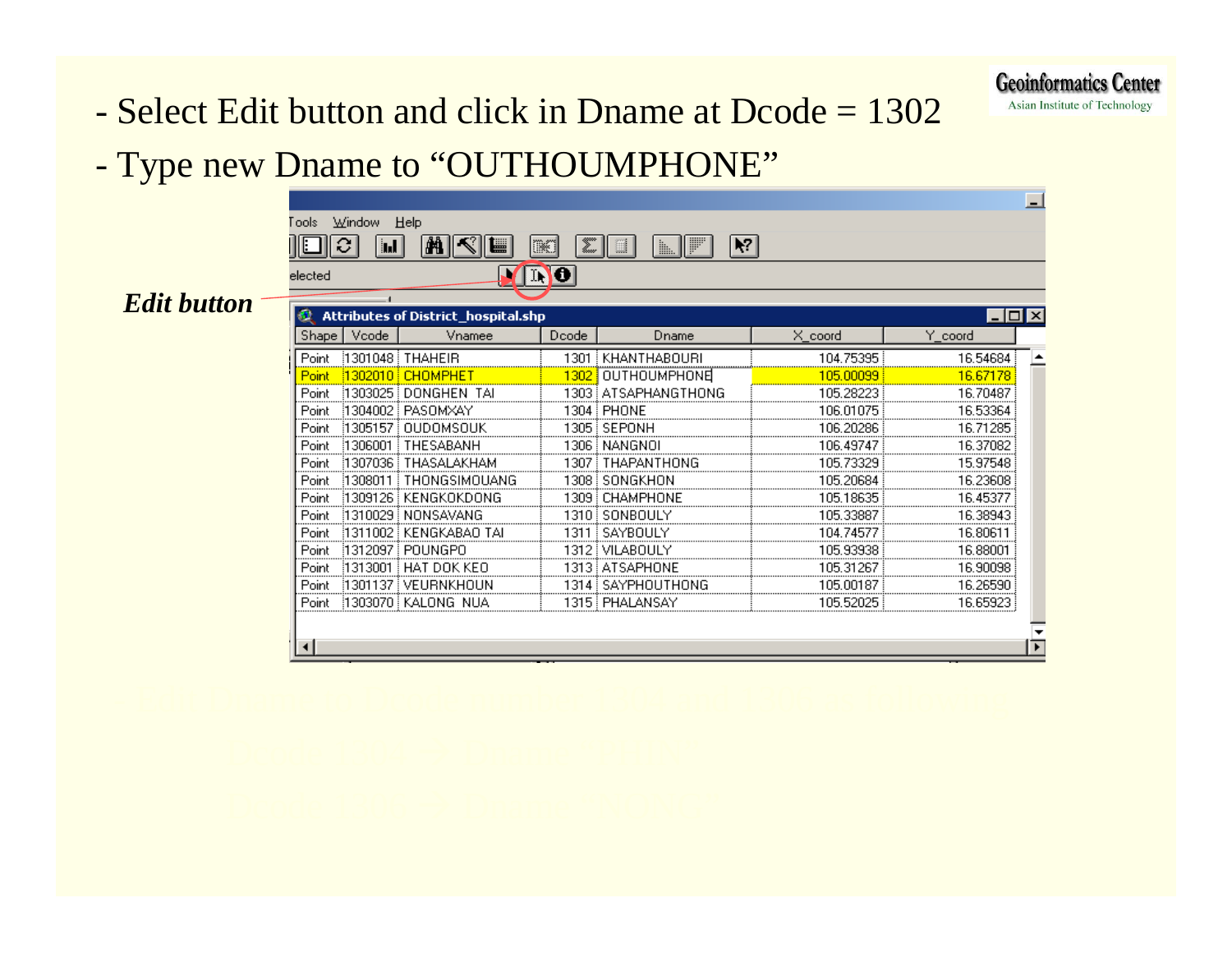- Select Edit button and click in Dname at Dcode = 1302
- Type new Dname to “OUTHOUMPHONE”

***Edit button***

Attributes of District_hospital.shp

| Shape | Vcode | Vnamee | Dcode | Dname | X_coord | Y_coord |
|---|---|---|---|---|---|---|
| Point | 1301048 | THAHEIR | 1301 | KHANTHABOURI | 104.75395 | 16.54684 |
| Point | 1302010 | CHOMPHET | 1302 | OUTHOUMPHONE | 105.00099 | 16.67178 |
| Point | 1303025 | DONGHEN TAI | 1303 | ATSAPHANGTHONG | 105.28223 | 16.70487 |
| Point | 1304002 | PASOMXAY | 1304 | PHONE | 106.01075 | 16.53364 |
| Point | 1305157 | OUDOMSOUK | 1305 | SEPONH | 106.20286 | 16.71285 |
| Point | 1306001 | THESABANH | 1306 | NANGNOI | 106.49747 | 16.37082 |
| Point | 1307036 | THASALAKHAM | 1307 | THAPANTHONG | 105.73329 | 15.97548 |
| Point | 1308011 | THONGSIMOUANG | 1308 | SONGKHON | 105.20684 | 16.23608 |
| Point | 1309126 | KENGKOKDONG | 1309 | CHAMPHONE | 105.18635 | 16.45377 |
| Point | 1310029 | NONSAVANG | 1310 | SONBOULY | 105.33887 | 16.38943 |
| Point | 1311002 | KENGKABAO TAI | 1311 | SAYBOULY | 104.74577 | 16.80611 |
| Point | 1312097 | POUNGPO | 1312 | VILABOULY | 105.93938 | 16.88001 |
| Point | 1313001 | HAT DOK KEO | 1313 | ATSAPHONE | 105.31267 | 16.90098 |
| Point | 1301137 | VEURNKHOUN | 1314 | SAYPHOUTHONG | 105.00187 | 16.26590 |
| Point | 1303070 | KALONG NUA | 1315 | PHALANSAY | 105.52025 | 16.65923 |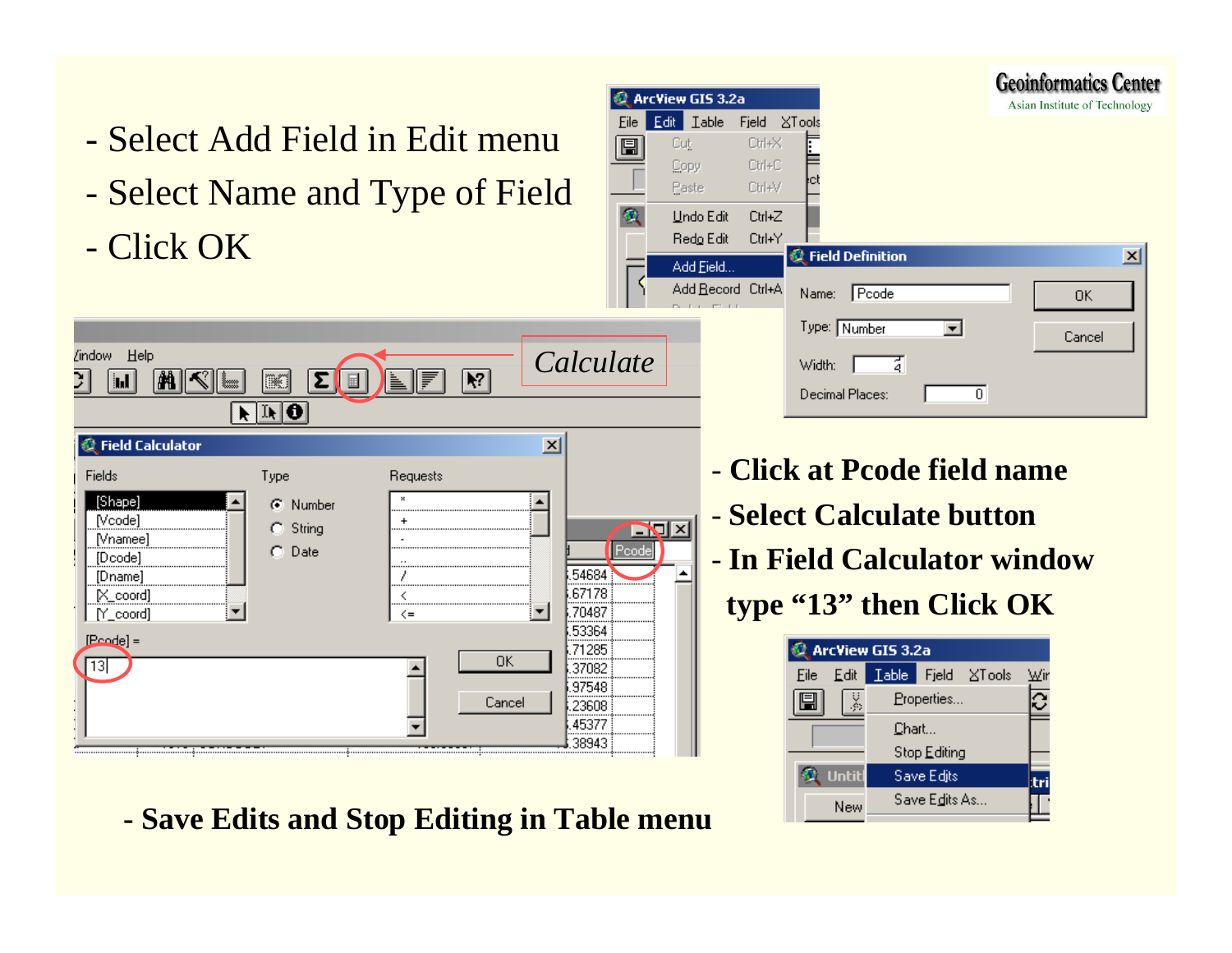- Select Add Field in Edit menu
- Select Name and Type of Field
- Click OK

- **Click at Pcode field name**
- **Select Calculate button**
- **In Field Calculator window type "13" then Click OK**

- **Save Edits and Stop Editing in Table menu**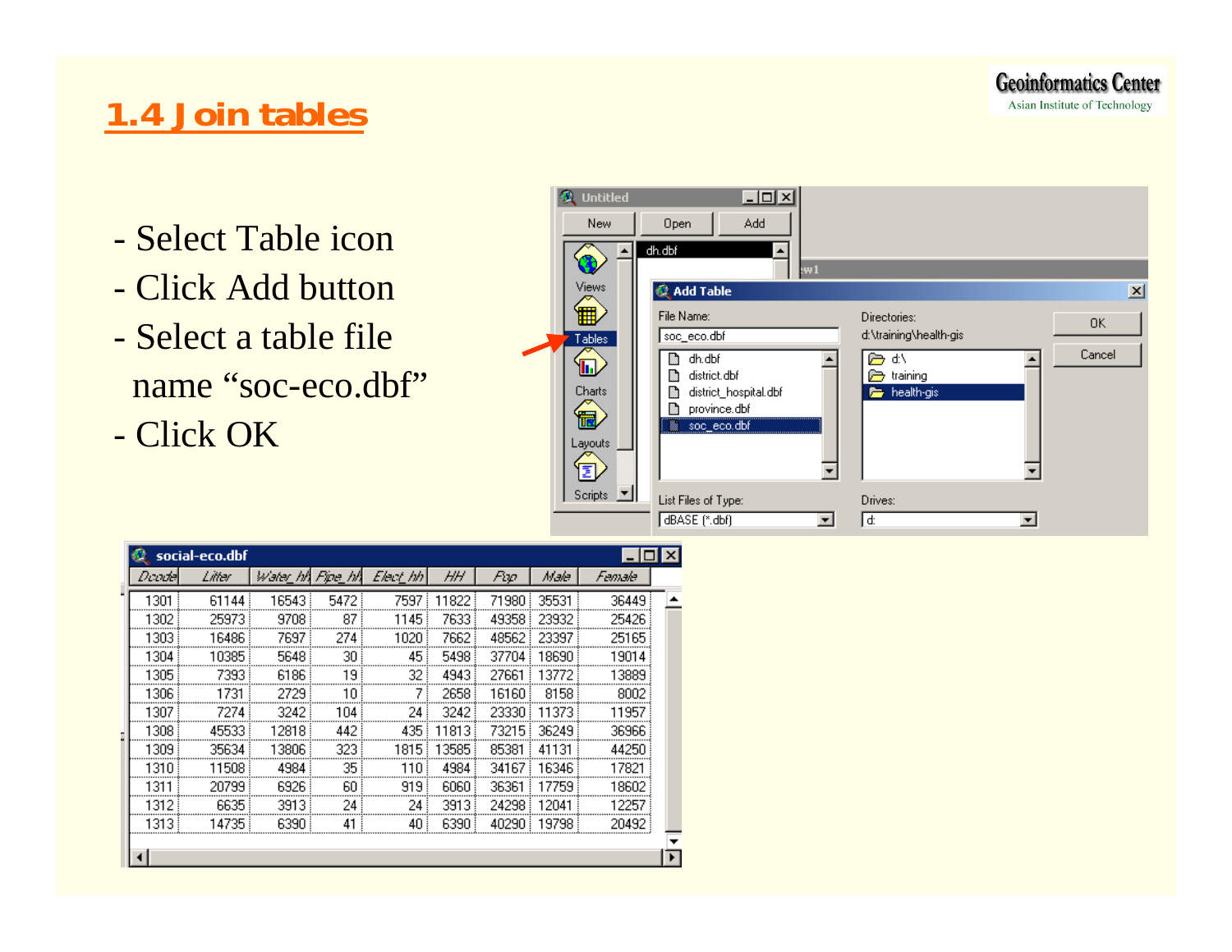# 1.4 Join tables

- Select Table icon
- Click Add button
- Select a table file name “soc-eco.dbf”
- Click OK

social-eco.dbf

| Dcode | Liter | Water_hh | Pipe_hh | Elect_hh | HH | Pop | Male | Female |
|---|---|---|---|---|---|---|---|---|
| 1301 | 61144 | 16543 | 5472 | 7597 | 11822 | 71980 | 35531 | 36449 |
| 1302 | 25973 | 9708 | 87 | 1145 | 7633 | 49358 | 23932 | 25426 |
| 1303 | 16486 | 7697 | 274 | 1020 | 7662 | 48562 | 23397 | 25165 |
| 1304 | 10385 | 5648 | 30 | 45 | 5498 | 37704 | 18690 | 19014 |
| 1305 | 7393 | 6186 | 19 | 32 | 4943 | 27661 | 13772 | 13889 |
| 1306 | 1731 | 2729 | 10 | 7 | 2658 | 16160 | 8158 | 8002 |
| 1307 | 7274 | 3242 | 104 | 24 | 3242 | 23330 | 11373 | 11957 |
| 1308 | 45533 | 12818 | 442 | 435 | 11813 | 73215 | 36249 | 36966 |
| 1309 | 35634 | 13806 | 323 | 1815 | 13585 | 85381 | 41131 | 44250 |
| 1310 | 11508 | 4984 | 35 | 110 | 4984 | 34167 | 16346 | 17821 |
| 1311 | 20799 | 6926 | 60 | 919 | 6060 | 36361 | 17759 | 18602 |
| 1312 | 6635 | 3913 | 24 | 24 | 3913 | 24298 | 12041 | 12257 |
| 1313 | 14735 | 6390 | 41 | 40 | 6390 | 40290 | 19798 | 20492 |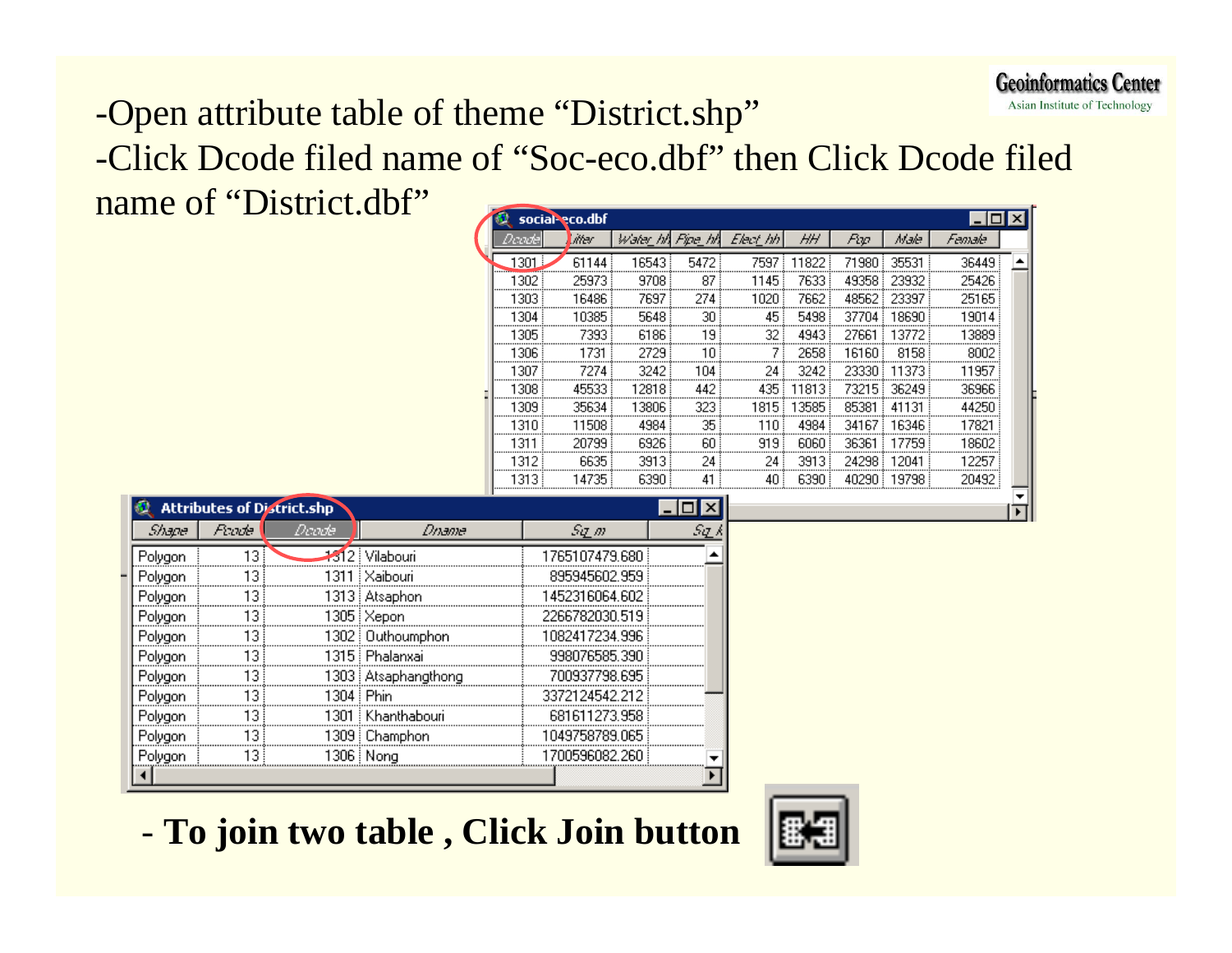-Open attribute table of theme “District.shp”

-Click Dcode filed name of “Soc-eco.dbf” then Click Dcode filed name of “District.dbf”

**social-eco.dbf**

| Dcode | Liter | Water_hh | Pipe_hh | Elect_hh | HH | Pop | Male | Female |
|---|---|---|---|---|---|---|---|---|
| 1301 | 61144 | 16543 | 5472 | 7597 | 11822 | 71980 | 35531 | 36449 |
| 1302 | 25973 | 9708 | 87 | 1145 | 7633 | 49358 | 23932 | 25426 |
| 1303 | 16486 | 7697 | 274 | 1020 | 7662 | 48562 | 23397 | 25165 |
| 1304 | 10385 | 5648 | 30 | 45 | 5498 | 37704 | 18690 | 19014 |
| 1305 | 7393 | 6186 | 19 | 32 | 4943 | 27661 | 13772 | 13889 |
| 1306 | 1731 | 2729 | 10 | 7 | 2658 | 16160 | 8158 | 8002 |
| 1307 | 7274 | 3242 | 104 | 24 | 3242 | 23330 | 11373 | 11957 |
| 1308 | 45533 | 12818 | 442 | 435 | 11813 | 73215 | 36249 | 36966 |
| 1309 | 35634 | 13806 | 323 | 1815 | 13585 | 85381 | 41131 | 44250 |
| 1310 | 11508 | 4984 | 35 | 110 | 4984 | 34167 | 16346 | 17821 |
| 1311 | 20799 | 6926 | 60 | 919 | 6060 | 36361 | 17759 | 18602 |
| 1312 | 6635 | 3913 | 24 | 24 | 3913 | 24298 | 12041 | 12257 |
| 1313 | 14735 | 6390 | 41 | 40 | 6390 | 40290 | 19798 | 20492 |

**Attributes of District.shp**

| Shape | Pcode | Dcode | Dname | Sq_m |
|---|---|---|---|---|
| Polygon | 13 | 1312 | Vilabouri | 1765107479.680 |
| Polygon | 13 | 1311 | Xaibouri | 895945602.959 |
| Polygon | 13 | 1313 | Atsaphon | 1452316064.602 |
| Polygon | 13 | 1305 | Xepon | 2266782030.519 |
| Polygon | 13 | 1302 | Outhoumphon | 1082417234.996 |
| Polygon | 13 | 1315 | Phalanxai | 998076585.390 |
| Polygon | 13 | 1303 | Atsaphangthong | 700937798.695 |
| Polygon | 13 | 1304 | Phin | 3372124542.212 |
| Polygon | 13 | 1301 | Khanthabouri | 681611273.958 |
| Polygon | 13 | 1309 | Champhon | 1049758789.065 |
| Polygon | 13 | 1306 | Nong | 1700596082.260 |

- **To join two table , Click Join button**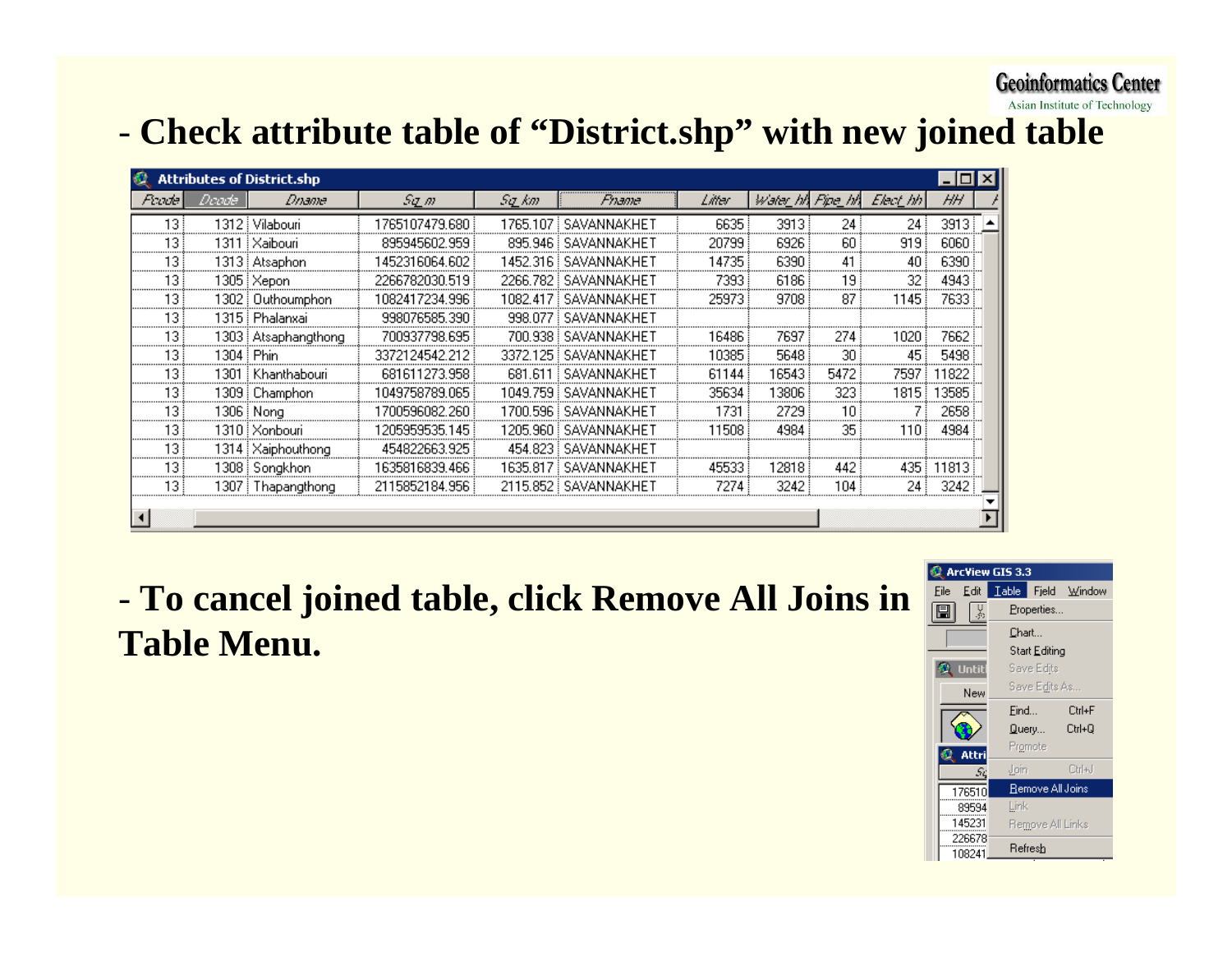- **Check attribute table of "District.shp" with new joined table**

Attributes of District.shp

| Pcode | Dcode | Dname | Sq_m | Sq_km | Pname | Litter | Water_hh | Pipe_hh | Elect_hh | HH |
|---|---|---|---|---|---|---|---|---|---|---|
| 13 | 1312 | Vilabouri | 1765107479.680 | 1765.107 | SAVANNAKHET | 6635 | 3913 | 24 | 24 | 3913 |
| 13 | 1311 | Xaibouri | 895945602.959 | 895.946 | SAVANNAKHET | 20799 | 6926 | 60 | 919 | 6060 |
| 13 | 1313 | Atsaphon | 1452316064.602 | 1452.316 | SAVANNAKHET | 14735 | 6390 | 41 | 40 | 6390 |
| 13 | 1305 | Xepon | 2266782030.519 | 2266.782 | SAVANNAKHET | 7393 | 6186 | 19 | 32 | 4943 |
| 13 | 1302 | Outhoumphon | 1082417234.996 | 1082.417 | SAVANNAKHET | 25973 | 9708 | 87 | 1145 | 7633 |
| 13 | 1315 | Phalanxai | 998076585.390 | 998.077 | SAVANNAKHET | | | | | |
| 13 | 1303 | Atsaphangthong | 700937798.695 | 700.938 | SAVANNAKHET | 16486 | 7697 | 274 | 1020 | 7662 |
| 13 | 1304 | Phin | 3372124542.212 | 3372.125 | SAVANNAKHET | 10385 | 5648 | 30 | 45 | 5498 |
| 13 | 1301 | Khanthabouri | 681611273.958 | 681.611 | SAVANNAKHET | 61144 | 16543 | 5472 | 7597 | 11822 |
| 13 | 1309 | Champhon | 1049758789.065 | 1049.759 | SAVANNAKHET | 35634 | 13806 | 323 | 1815 | 13585 |
| 13 | 1306 | Nong | 1700596082.260 | 1700.596 | SAVANNAKHET | 1731 | 2729 | 10 | 7 | 2658 |
| 13 | 1310 | Xonbouri | 1205959535.145 | 1205.960 | SAVANNAKHET | 11508 | 4984 | 35 | 110 | 4984 |
| 13 | 1314 | Xaiphouthong | 454822663.925 | 454.823 | SAVANNAKHET | | | | | |
| 13 | 1308 | Songkhon | 1635816839.466 | 1635.817 | SAVANNAKHET | 45533 | 12818 | 442 | 435 | 11813 |
| 13 | 1307 | Thapangthong | 2115852184.956 | 2115.852 | SAVANNAKHET | 7274 | 3242 | 104 | 24 | 3242 |

- **To cancel joined table, click Remove All Joins in Table Menu.**

ArcView GIS 3.3 — Table menu: Properties..., Chart..., Start Editing, Save Edits, Save Edits As..., Find... (Ctrl+F), Query... (Ctrl+Q), Promote, Join (Ctrl+J), Remove All Joins, Link, Remove All Links, Refresh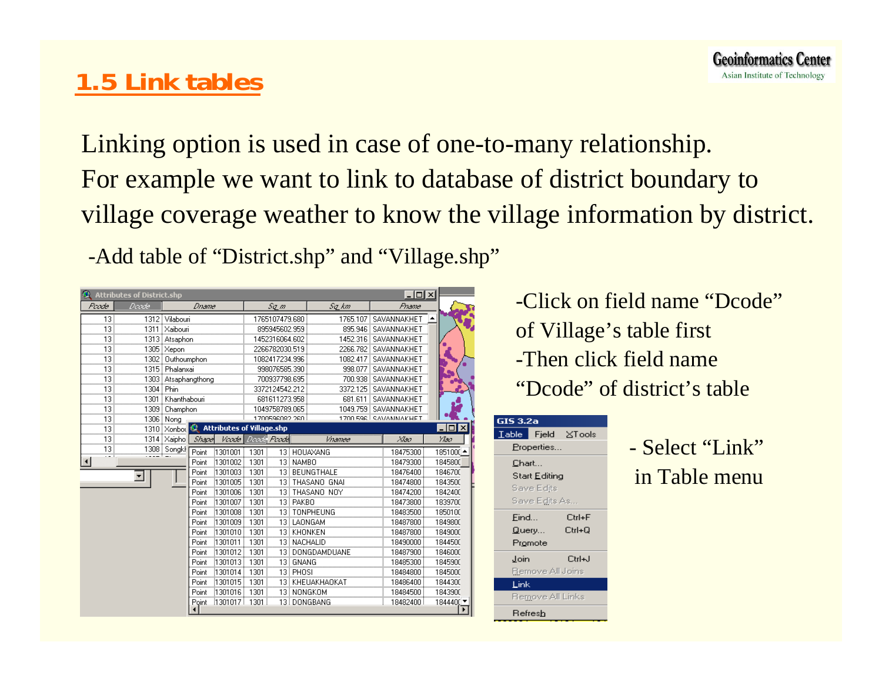# 1.5 Link tables

Linking option is used in case of one-to-many relationship. For example we want to link to database of district boundary to village coverage weather to know the village information by district.

-Add table of "District.shp" and "Village.shp"

-Click on field name "Dcode" of Village's table first

-Then click field name "Dcode" of district's table

- Select "Link" in Table menu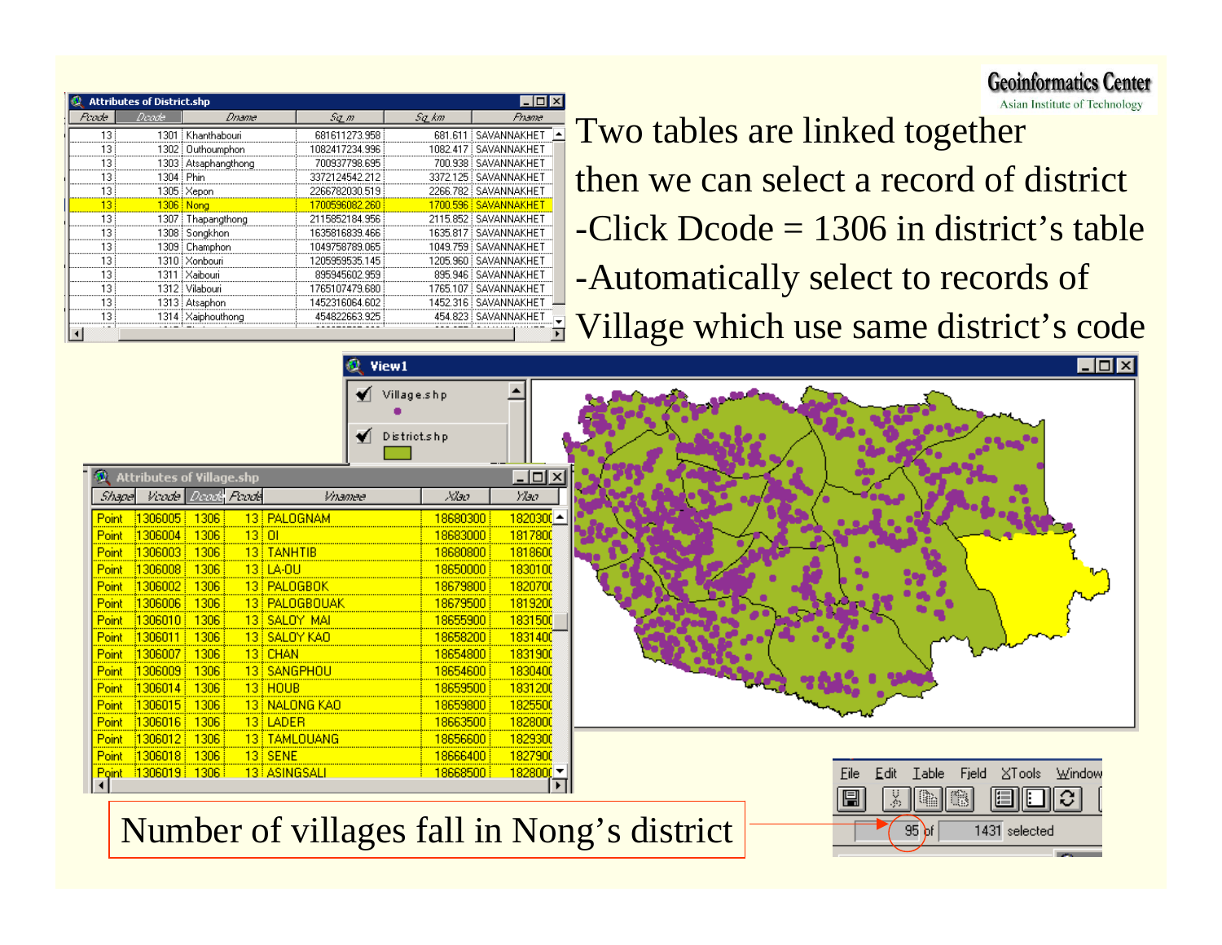Two tables are linked together then we can select a record of district

- Click Dcode = 1306 in district's table
- Automatically select to records of Village which use same district's code

**Attributes of District.shp**

| Pcode | Dcode | Dname | Sq_m | Sq_km | Pname |
|---|---|---|---|---|---|
| 13 | 1301 | Khanthabouri | 681611273.958 | 681.611 | SAVANNAKHET |
| 13 | 1302 | Outhoumphon | 1082417234.996 | 1082.417 | SAVANNAKHET |
| 13 | 1303 | Atsaphangthong | 700937798.695 | 700.938 | SAVANNAKHET |
| 13 | 1304 | Phin | 3372124542.212 | 3372.125 | SAVANNAKHET |
| 13 | 1305 | Xepon | 2266782030.519 | 2266.782 | SAVANNAKHET |
| 13 | 1306 | Nong | 1700596082.260 | 1700.596 | SAVANNAKHET |
| 13 | 1307 | Thapangthong | 2115852184.956 | 2115.852 | SAVANNAKHET |
| 13 | 1308 | Songkhon | 1635816839.466 | 1635.817 | SAVANNAKHET |
| 13 | 1309 | Champhon | 1049758789.065 | 1049.759 | SAVANNAKHET |
| 13 | 1310 | Xonbouri | 1205959535.145 | 1205.960 | SAVANNAKHET |
| 13 | 1311 | Xaibouri | 895945602.959 | 895.946 | SAVANNAKHET |
| 13 | 1312 | Vilabouri | 1765107479.680 | 1765.107 | SAVANNAKHET |
| 13 | 1313 | Atsaphon | 1452316064.602 | 1452.316 | SAVANNAKHET |
| 13 | 1314 | Xaiphouthong | 454822663.925 | 454.823 | SAVANNAKHET |

**Attributes of Village.shp**

| Shape | Vcode | Dcode | Pcode | Vnamee | Xlao | Ylao |
|---|---|---|---|---|---|---|
| Point | 1306005 | 1306 | 13 | PALOGNAM | 18680300 | 182030 |
| Point | 1306004 | 1306 | 13 | OI | 18683000 | 181780 |
| Point | 1306003 | 1306 | 13 | TANHTIB | 18680800 | 181860 |
| Point | 1306008 | 1306 | 13 | LA-OU | 18650000 | 183010 |
| Point | 1306002 | 1306 | 13 | PALOGBOK | 18679800 | 182070 |
| Point | 1306006 | 1306 | 13 | PALOGBOUAK | 18679500 | 181920 |
| Point | 1306010 | 1306 | 13 | SALOY MAI | 18655900 | 183150 |
| Point | 1306011 | 1306 | 13 | SALOY KAO | 18658200 | 183140 |
| Point | 1306007 | 1306 | 13 | CHAN | 18654800 | 183190 |
| Point | 1306009 | 1306 | 13 | SANGPHOU | 18654600 | 183040 |
| Point | 1306014 | 1306 | 13 | HOUB | 18659500 | 183120 |
| Point | 1306015 | 1306 | 13 | NALONG KAO | 18659800 | 182550 |
| Point | 1306016 | 1306 | 13 | LADER | 18663500 | 182800 |
| Point | 1306012 | 1306 | 13 | TAMLOUANG | 18656600 | 182930 |
| Point | 1306018 | 1306 | 13 | SENE | 18666400 | 182790 |
| Point | 1306019 | 1306 | 13 | ASINGSALI | 18668500 | 182800 |

View1: Village.shp, District.shp

Number of villages fall in Nong's district — 95 of 1431 selected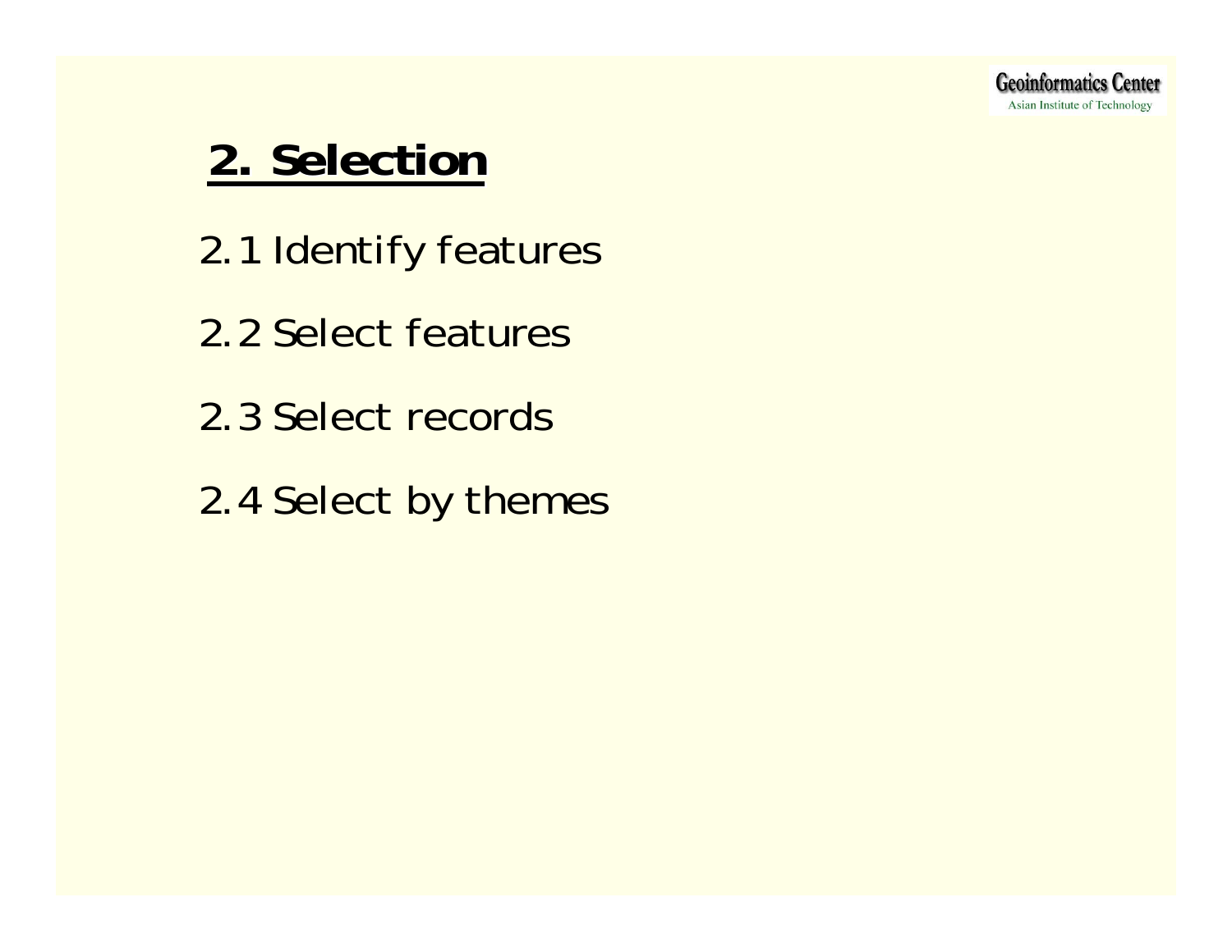## 2. Selection

2.1 Identify features

2.2 Select features

2.3 Select records

2.4 Select by themes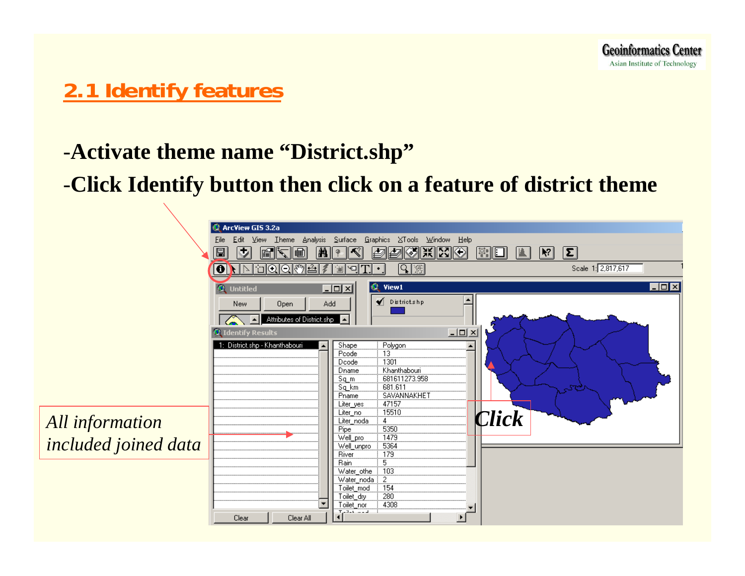## 2.1 Identify features

-Activate theme name “District.shp”

-Click Identify button then click on a feature of district theme

*All information included joined data*

*Click*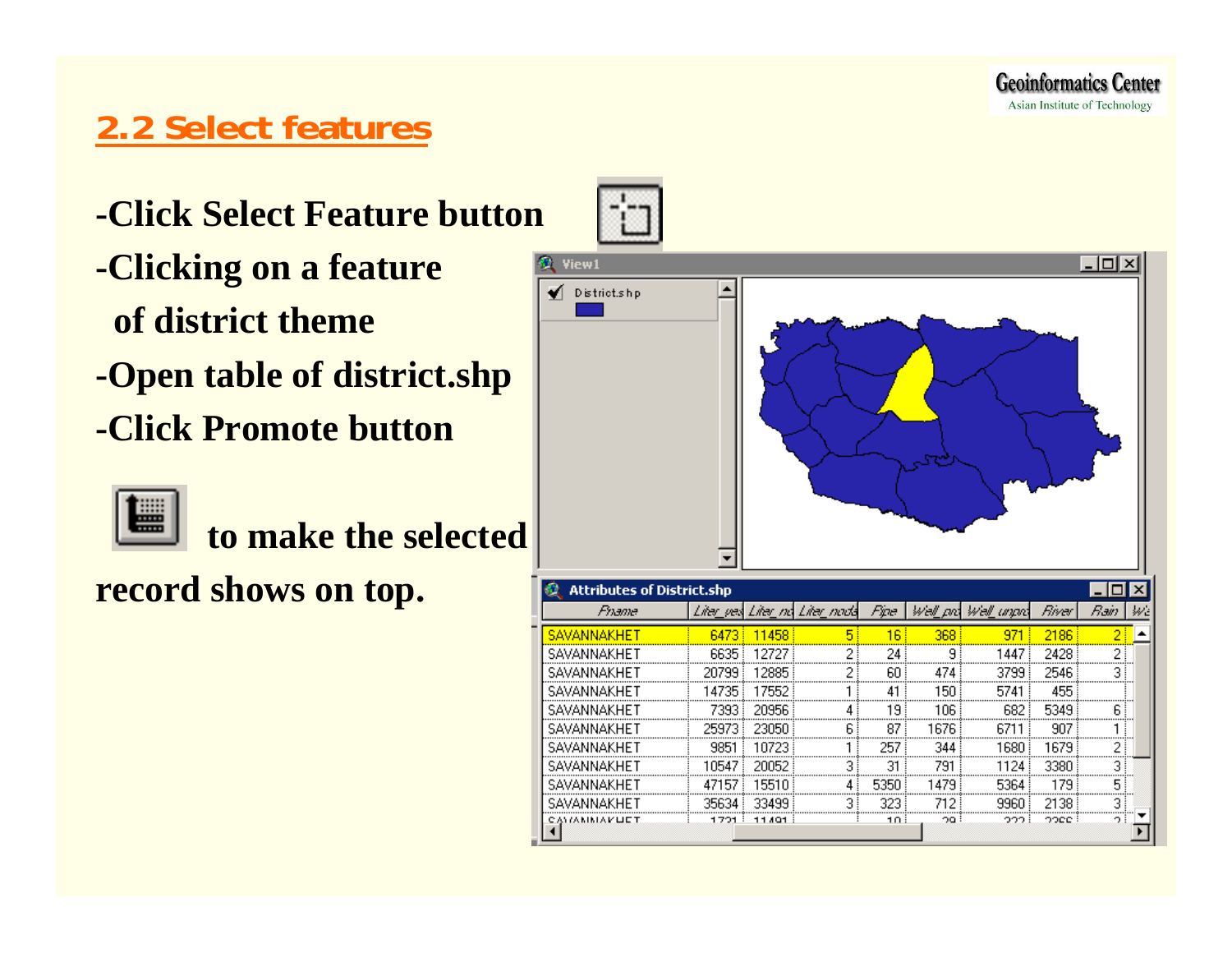## 2.2 Select features

-Click Select Feature button

-Clicking on a feature of district theme

-Open table of district.shp

-Click Promote button to make the selected record shows on top.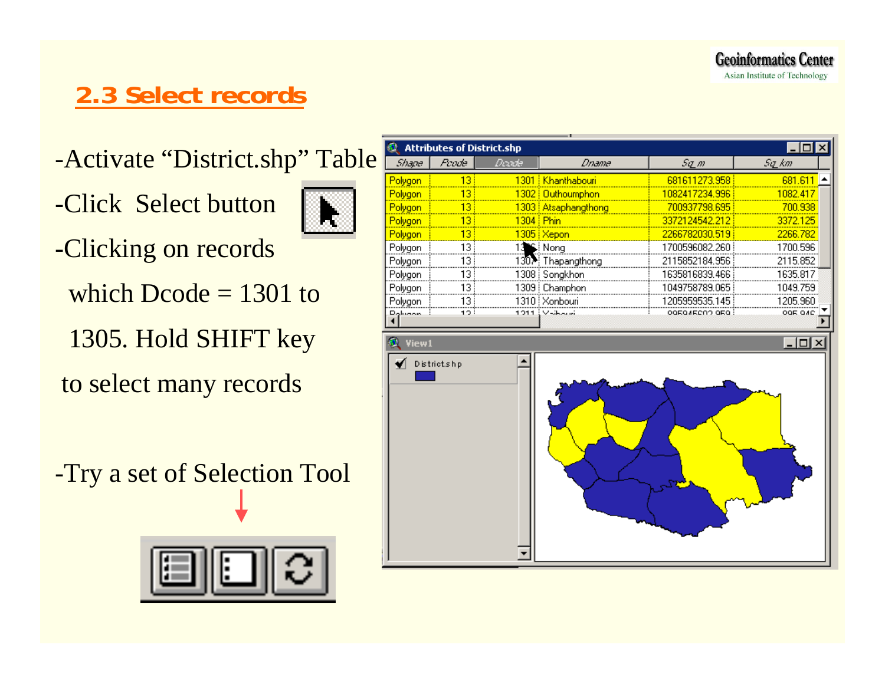## 2.3 Select records

- Activate "District.shp" Table
- Click Select button
- Clicking on records which Dcode = 1301 to 1305. Hold SHIFT key to select many records

- Try a set of Selection Tool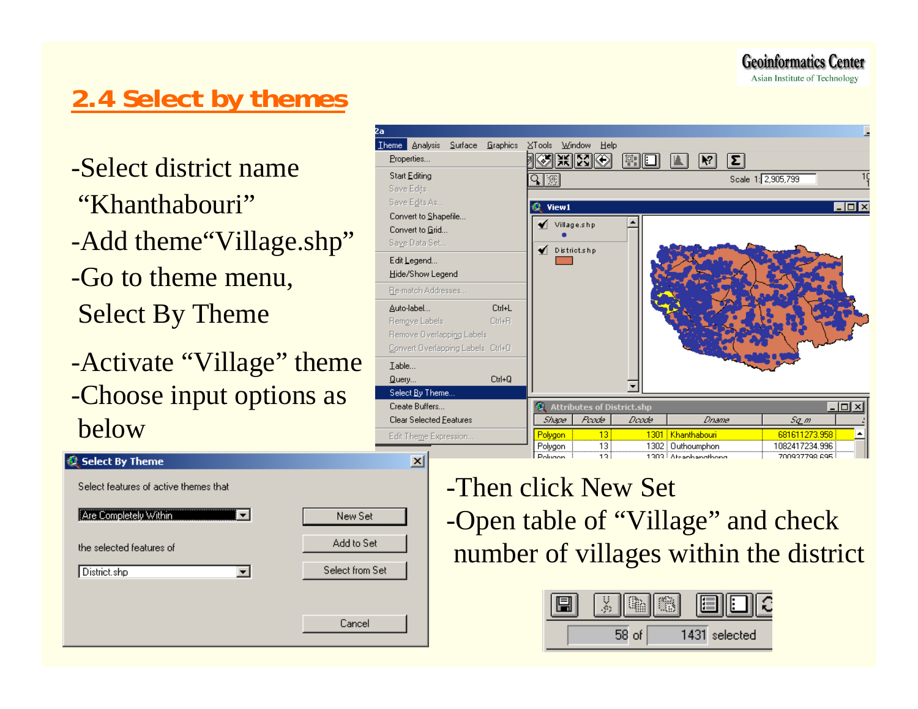## 2.4 Select by themes

- Select district name "Khanthabouri"
- Add theme "Village.shp"
- Go to theme menu, Select By Theme
- Activate "Village" theme
- Choose input options as below
- Then click New Set
- Open table of "Village" and check number of villages within the district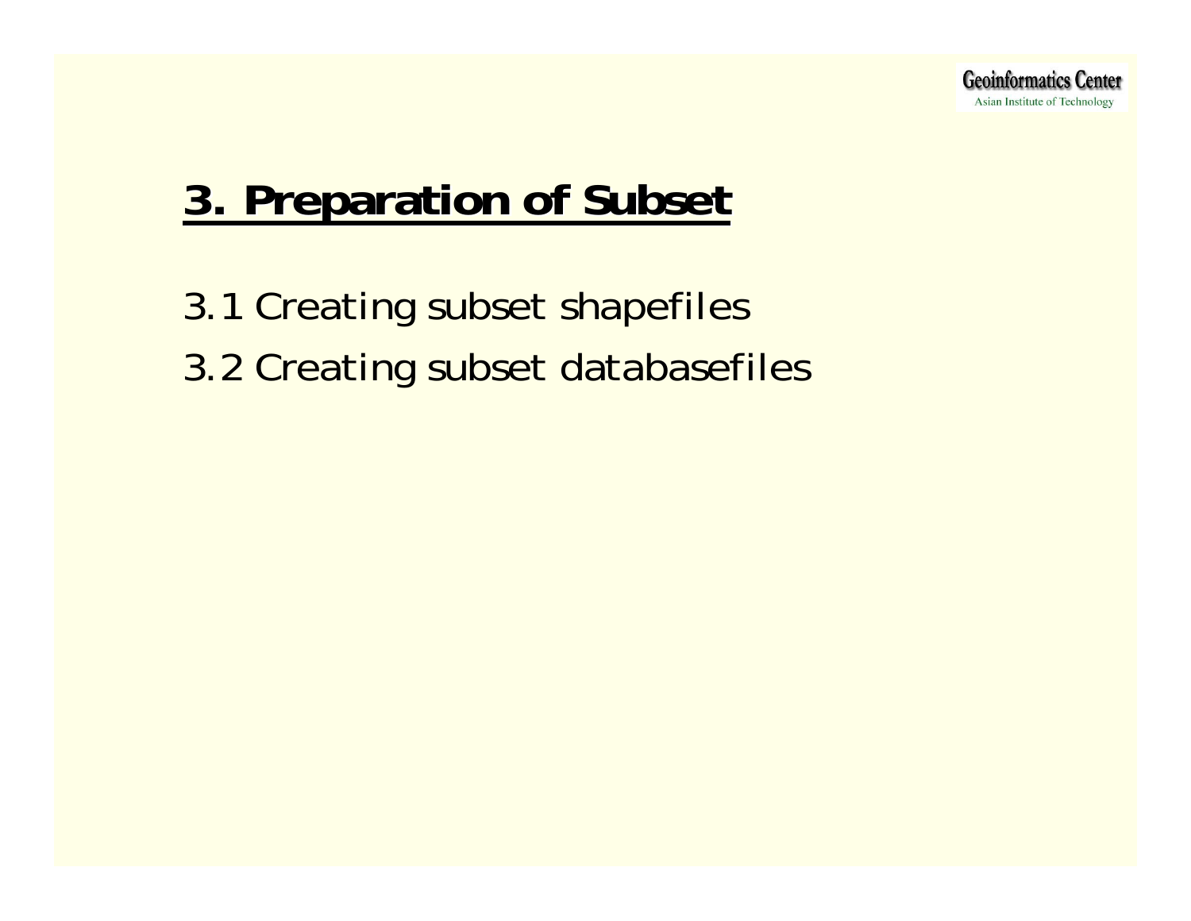# 3. Preparation of Subset

3.1 Creating subset shapefiles

3.2 Creating subset databasefiles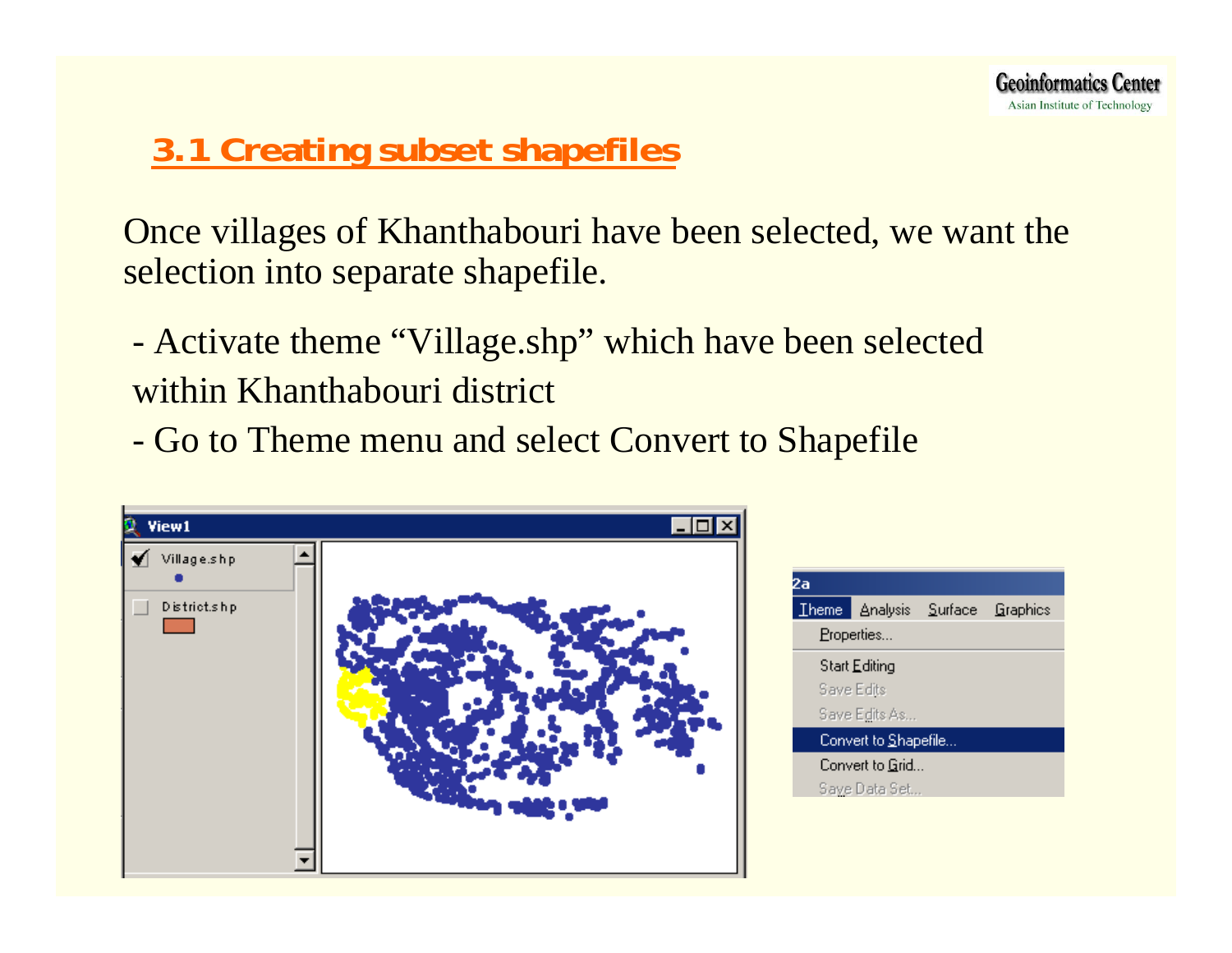## 3.1 Creating subset shapefiles

Once villages of Khanthabouri have been selected, we want the selection into separate shapefile.

- Activate theme “Village.shp” which have been selected within Khanthabouri district
- Go to Theme menu and select Convert to Shapefile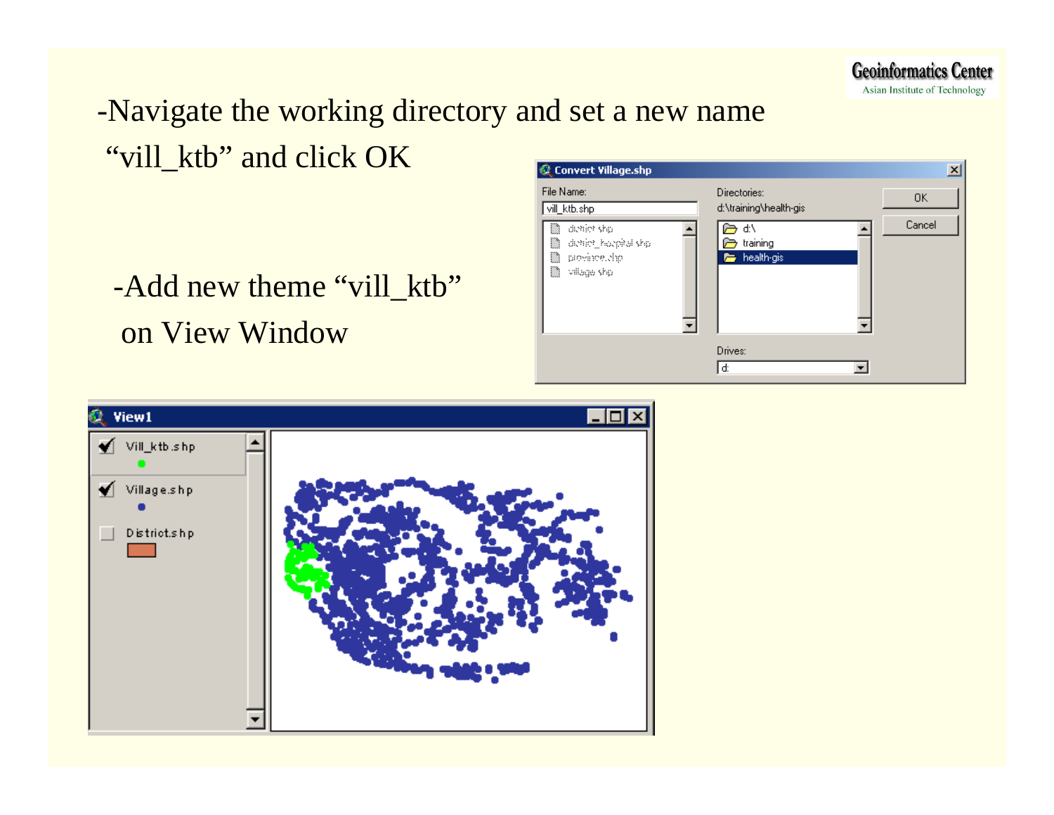-Navigate the working directory and set a new name "vill_ktb" and click OK

-Add new theme "vill_ktb" on View Window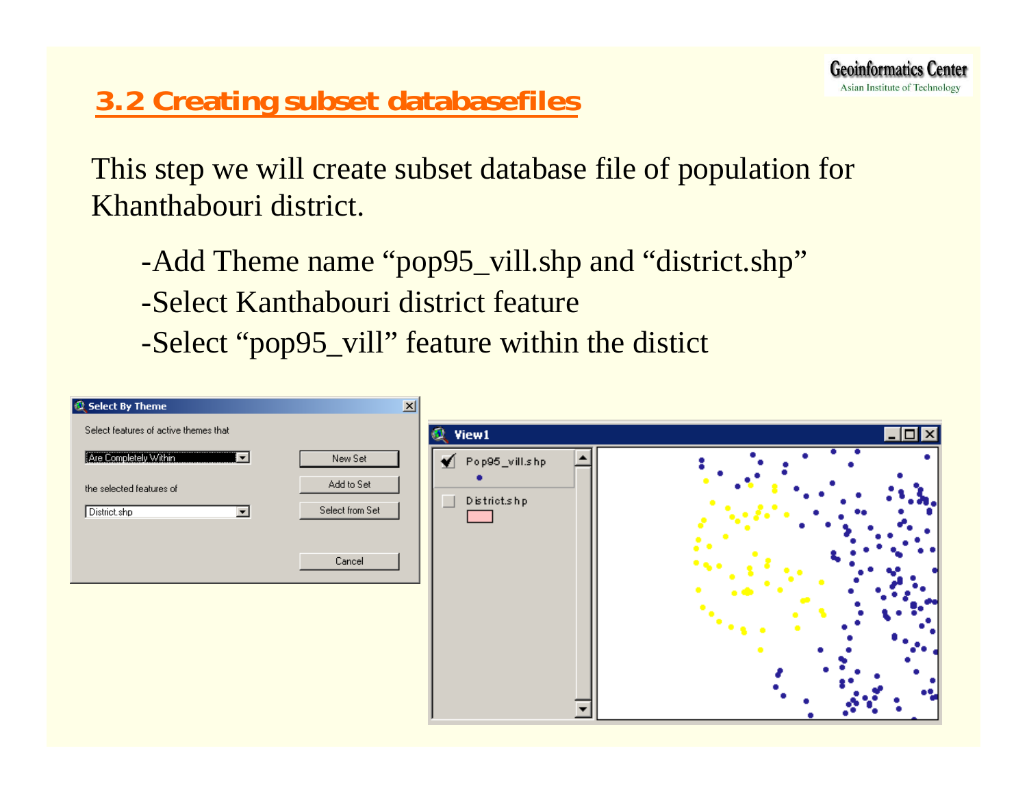## 3.2 Creating subset databasefiles

This step we will create subset database file of population for Khanthabouri district.

- -Add Theme name “pop95_vill.shp and “district.shp”
- -Select Kanthabouri district feature
- -Select “pop95_vill” feature within the distict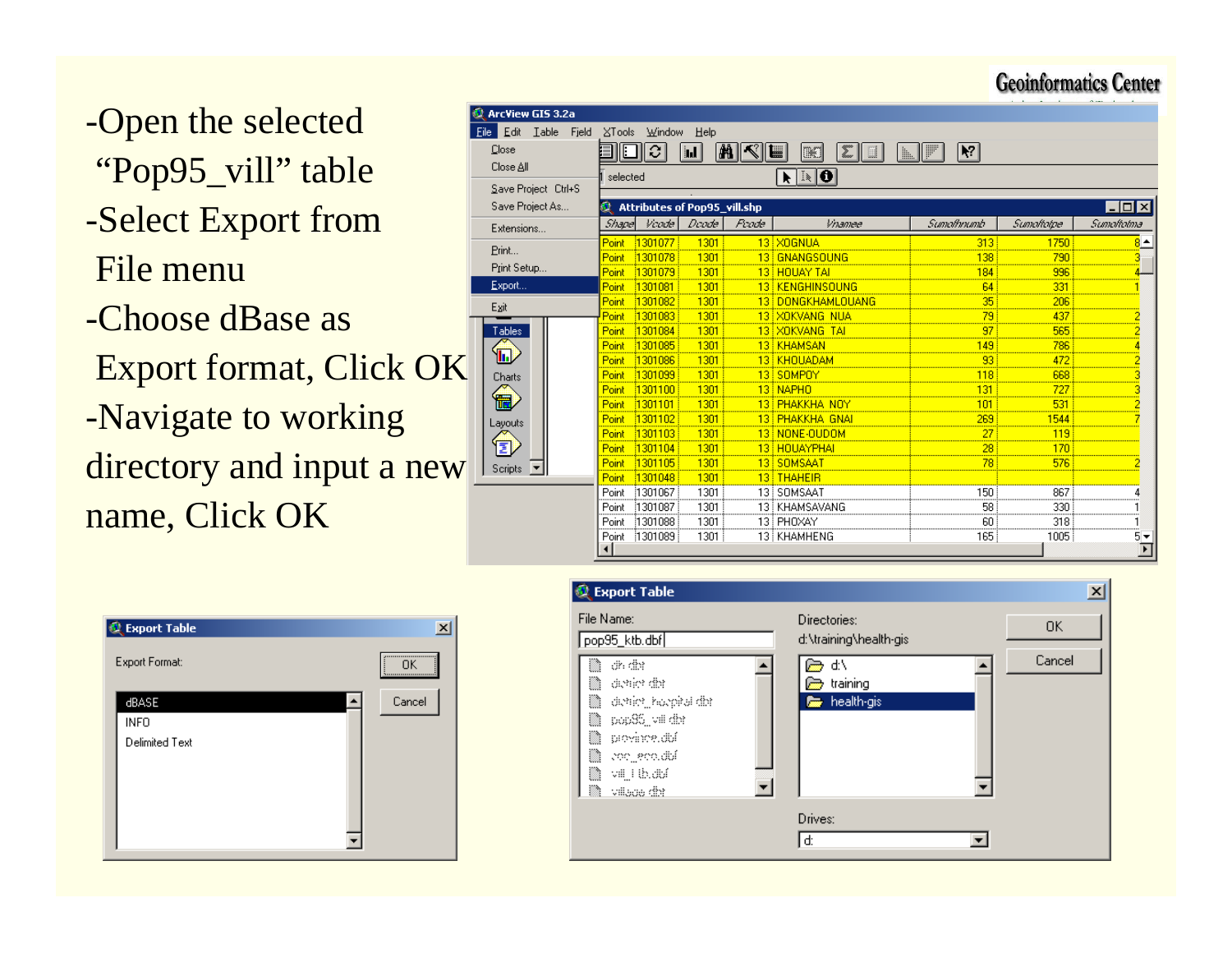-Open the selected "Pop95_vill" table

-Select Export from File menu

-Choose dBase as Export format, Click OK

-Navigate to working directory and input a new name, Click OK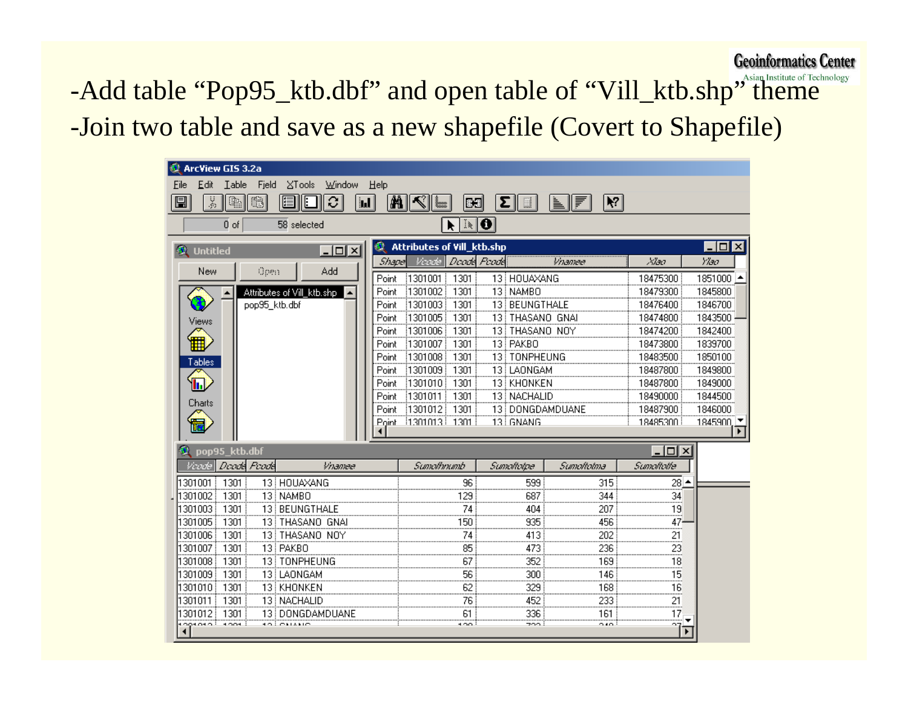-Add table “Pop95_ktb.dbf” and open table of “Vill_ktb.shp” theme

-Join two table and save as a new shapefile (Covert to Shapefile)

ArcView GIS 3.2a

File Edit Table Field XTools Window Help

0 of 58 selected

**Untitled**

New Open Add

Views

Tables

Charts

Attributes of Vill_ktb.shp

pop95_ktb.dbf

**Attributes of Vill_ktb.shp**

| Shape | Vcode | Dcode | Pcode | Vnamee | Xlao | Ylao |
|---|---|---|---|---|---|---|
| Point | 1301001 | 1301 | 13 | HOUAXANG | 18475300 | 1851000 |
| Point | 1301002 | 1301 | 13 | NAMBO | 18479300 | 1845800 |
| Point | 1301003 | 1301 | 13 | BEUNGTHALE | 18476400 | 1846700 |
| Point | 1301005 | 1301 | 13 | THASANO GNAI | 18474800 | 1843500 |
| Point | 1301006 | 1301 | 13 | THASANO NOY | 18474200 | 1842400 |
| Point | 1301007 | 1301 | 13 | PAKBO | 18473800 | 1839700 |
| Point | 1301008 | 1301 | 13 | TONPHEUNG | 18483500 | 1850100 |
| Point | 1301009 | 1301 | 13 | LAONGAM | 18487800 | 1849800 |
| Point | 1301010 | 1301 | 13 | KHONKEN | 18487800 | 1849000 |
| Point | 1301011 | 1301 | 13 | NACHALID | 18490000 | 1844500 |
| Point | 1301012 | 1301 | 13 | DONGDAMDUANE | 18487900 | 1846000 |
| Point | 1301013 | 1301 | 13 | GNANG | 18485300 | 1845900 |

**pop95_ktb.dbf**

| Vcode | Dcode | Pcode | Vnamee | Sumofhnumb | Sumoftotpe | Sumoftotma | Sumoftotfe |
|---|---|---|---|---|---|---|---|
| 1301001 | 1301 | 13 | HOUAXANG | 96 | 599 | 315 | 28 |
| 1301002 | 1301 | 13 | NAMBO | 129 | 687 | 344 | 34 |
| 1301003 | 1301 | 13 | BEUNGTHALE | 74 | 404 | 207 | 19 |
| 1301005 | 1301 | 13 | THASANO GNAI | 150 | 935 | 456 | 47 |
| 1301006 | 1301 | 13 | THASANO NOY | 74 | 413 | 202 | 21 |
| 1301007 | 1301 | 13 | PAKBO | 85 | 473 | 236 | 23 |
| 1301008 | 1301 | 13 | TONPHEUNG | 67 | 352 | 169 | 18 |
| 1301009 | 1301 | 13 | LAONGAM | 56 | 300 | 146 | 15 |
| 1301010 | 1301 | 13 | KHONKEN | 62 | 329 | 168 | 16 |
| 1301011 | 1301 | 13 | NACHALID | 76 | 452 | 233 | 21 |
| 1301012 | 1301 | 13 | DONGDAMDUANE | 61 | 336 | 161 | 17 |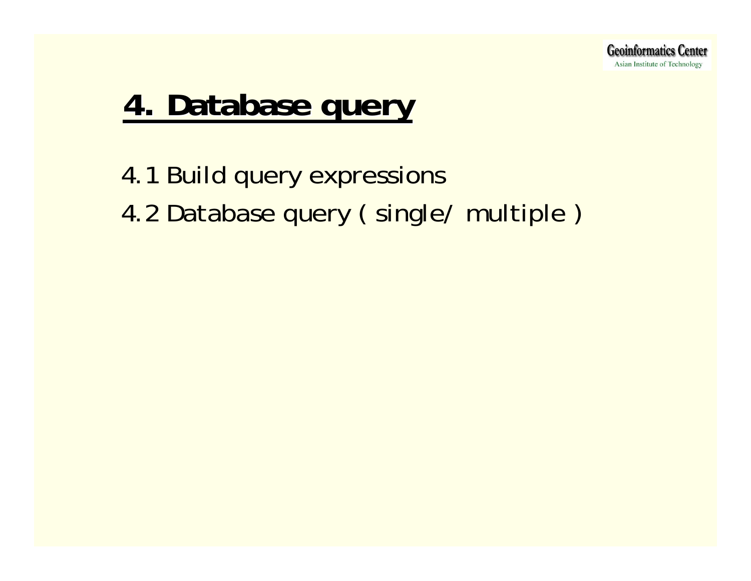# 4. Database query

4.1 Build query expressions

4.2 Database query ( single/ multiple )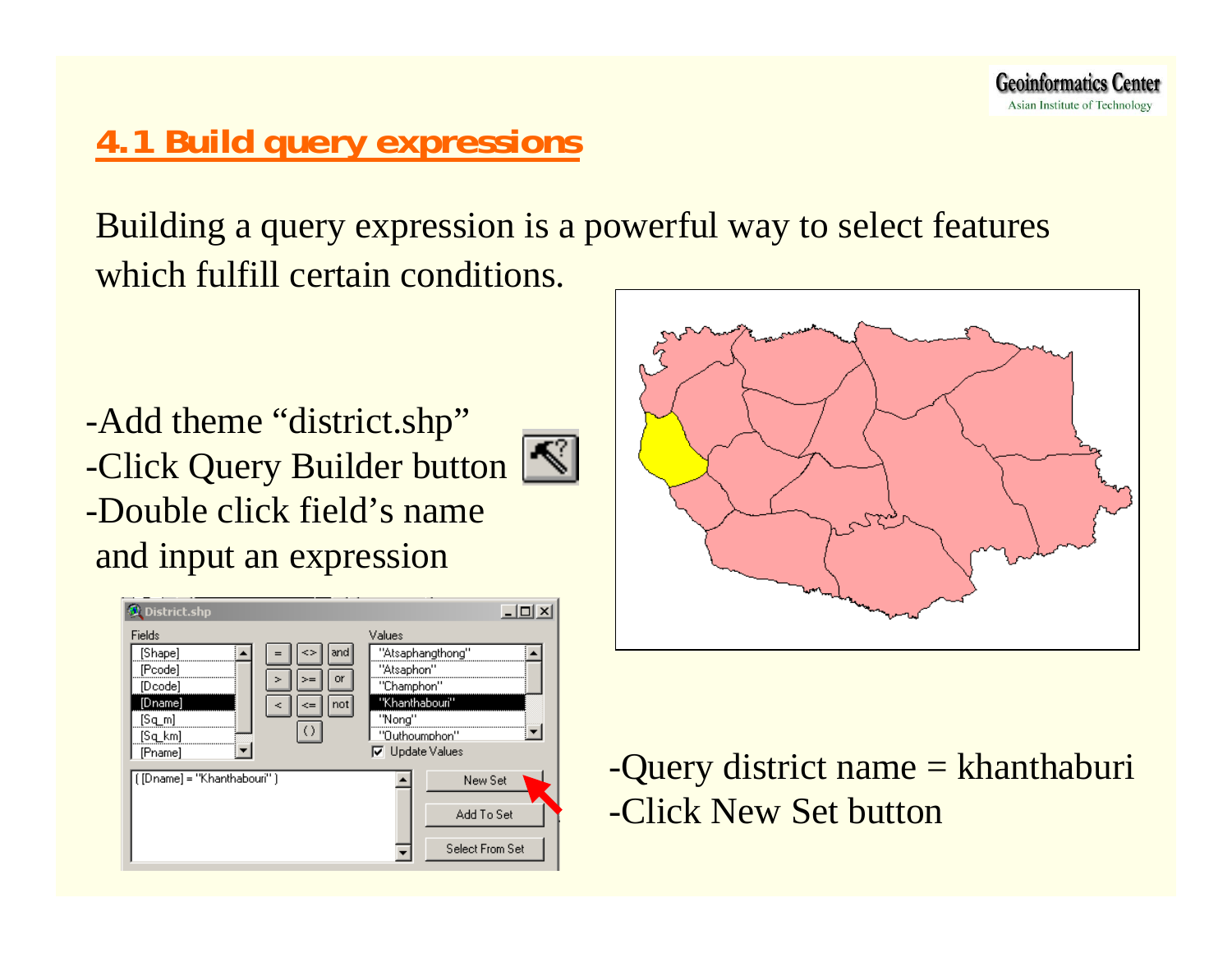## 4.1 Build query expressions

Building a query expression is a powerful way to select features which fulfill certain conditions.

-Add theme "district.shp"
-Click Query Builder button
-Double click field's name and input an expression

-Query district name = khanthaburi
-Click New Set button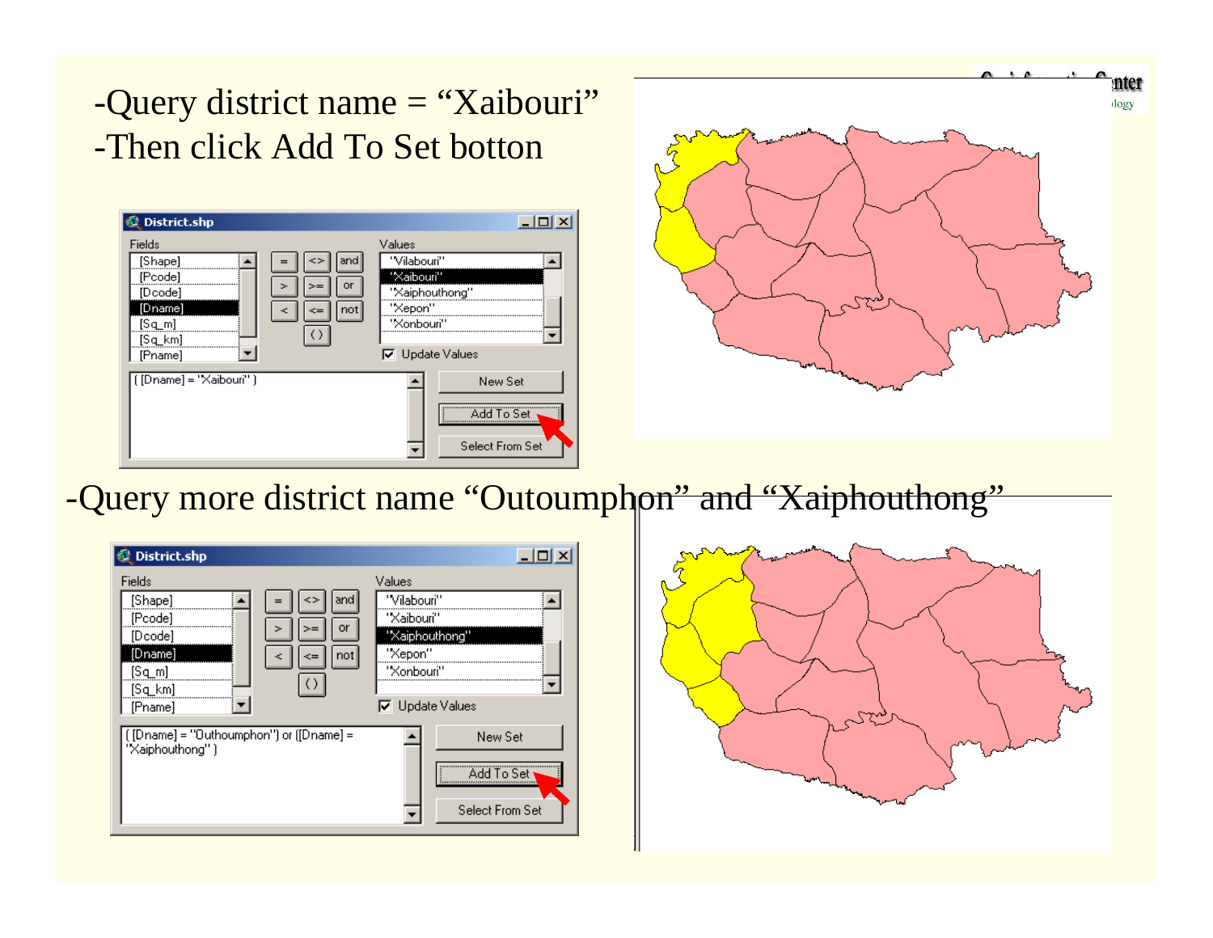-Query district name = “Xaibouri”

-Then click Add To Set botton

-Query more district name “Outoumphon” and “Xaiphouthong”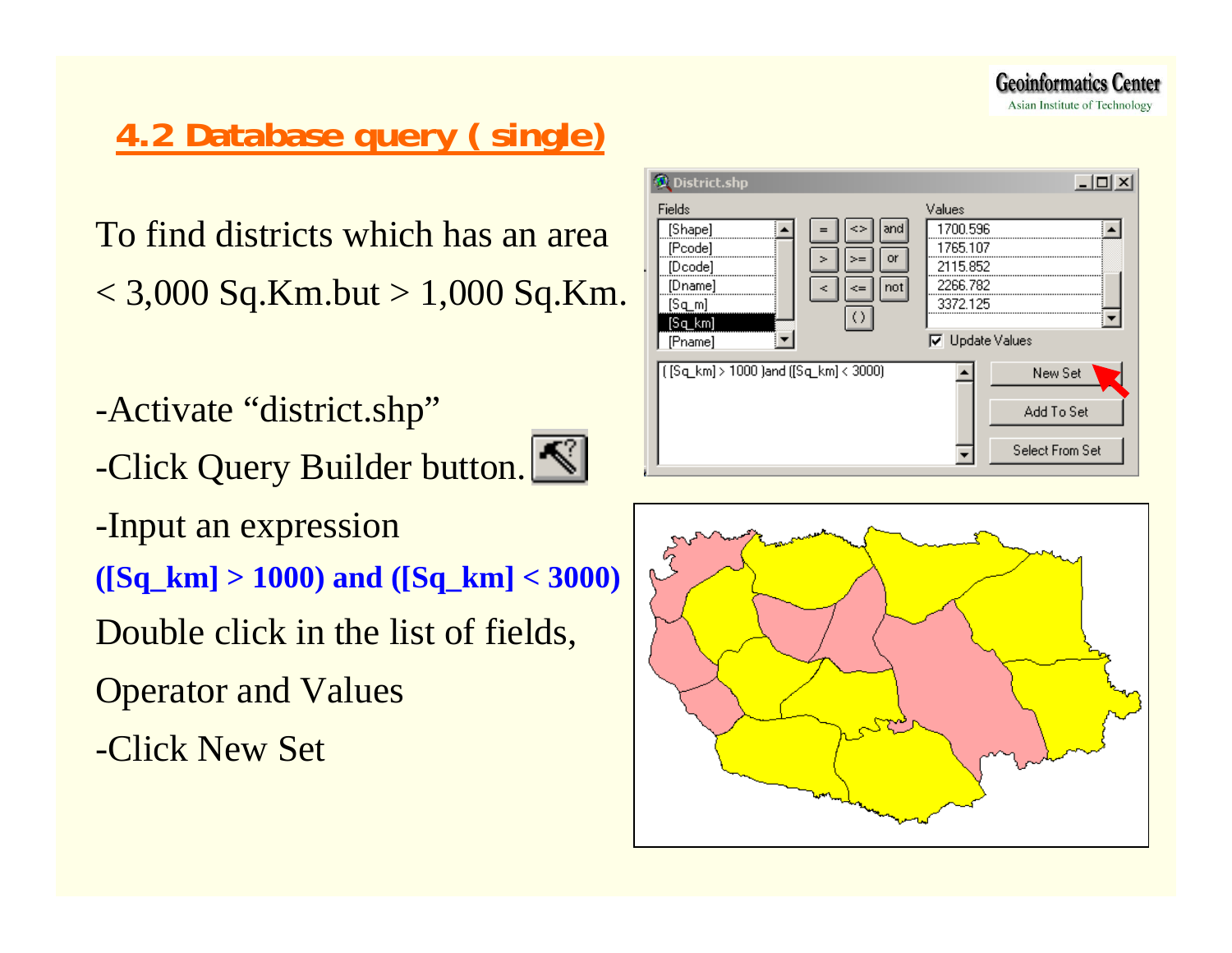## 4.2 Database query ( single)

To find districts which has an area < 3,000 Sq.Km.but > 1,000 Sq.Km.

-Activate “district.shp”

-Click Query Builder button.

-Input an expression

**([Sq_km] > 1000) and ([Sq_km] < 3000)**

Double click in the list of fields, Operator and Values

-Click New Set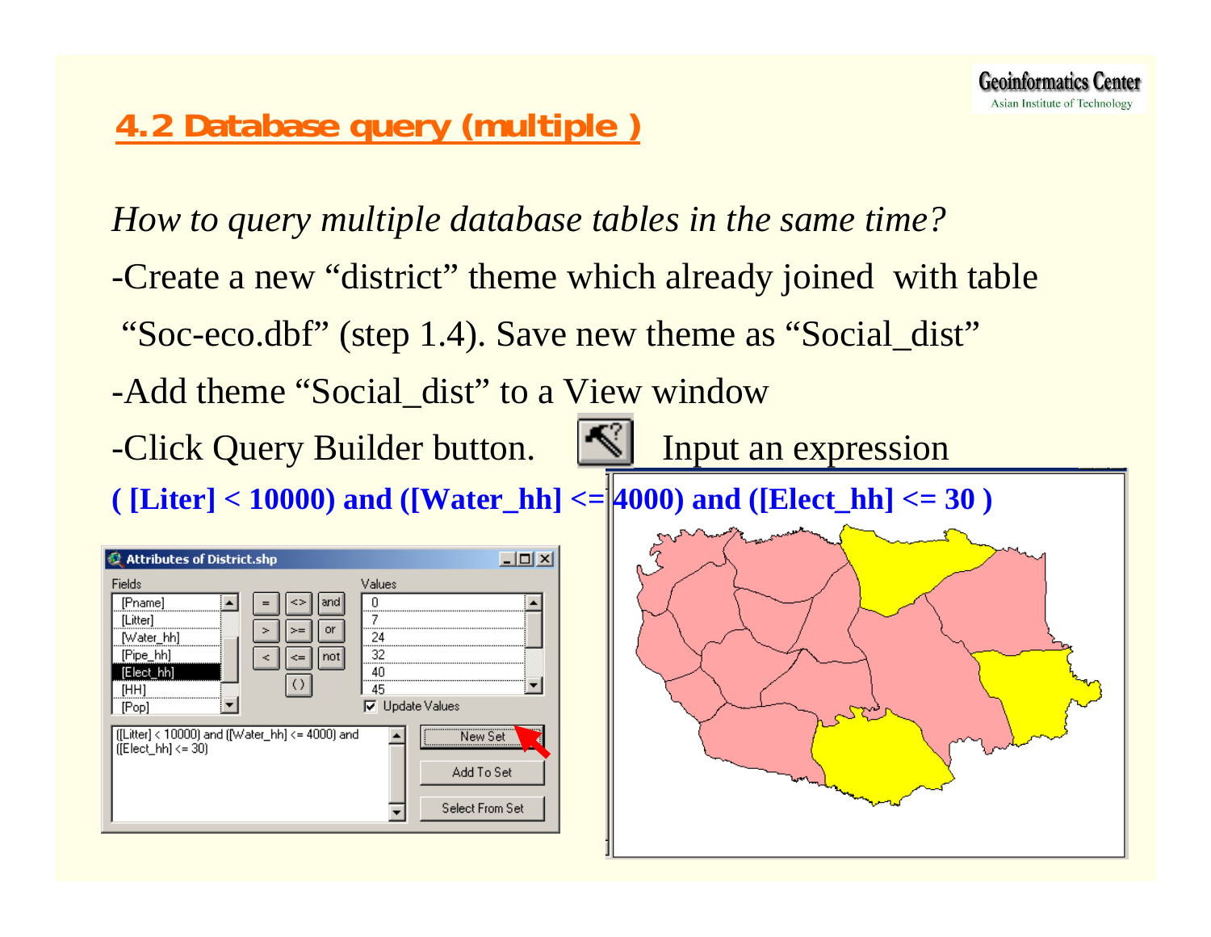## 4.2 Database query (multiple )

*How to query multiple database tables in the same time?*

-Create a new “district” theme which already joined with table “Soc-eco.dbf” (step 1.4). Save new theme as “Social_dist”

-Add theme “Social_dist” to a View window

-Click Query Builder button. Input an expression

**( [Liter] < 10000) and ([Water_hh] <= 4000) and ([Elect_hh] <= 30 )**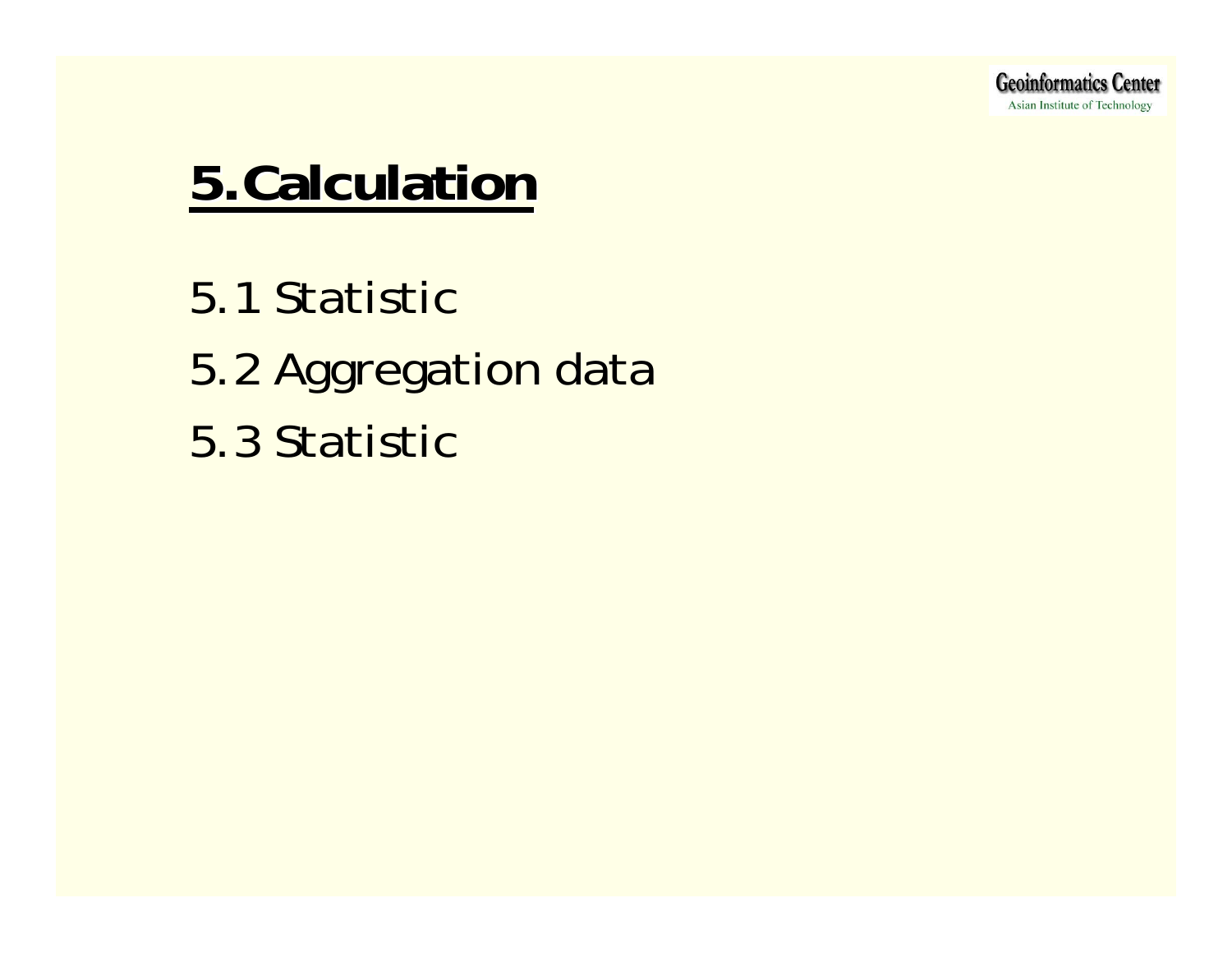# 5.Calculation

5.1 Statistic

5.2 Aggregation data

5.3 Statistic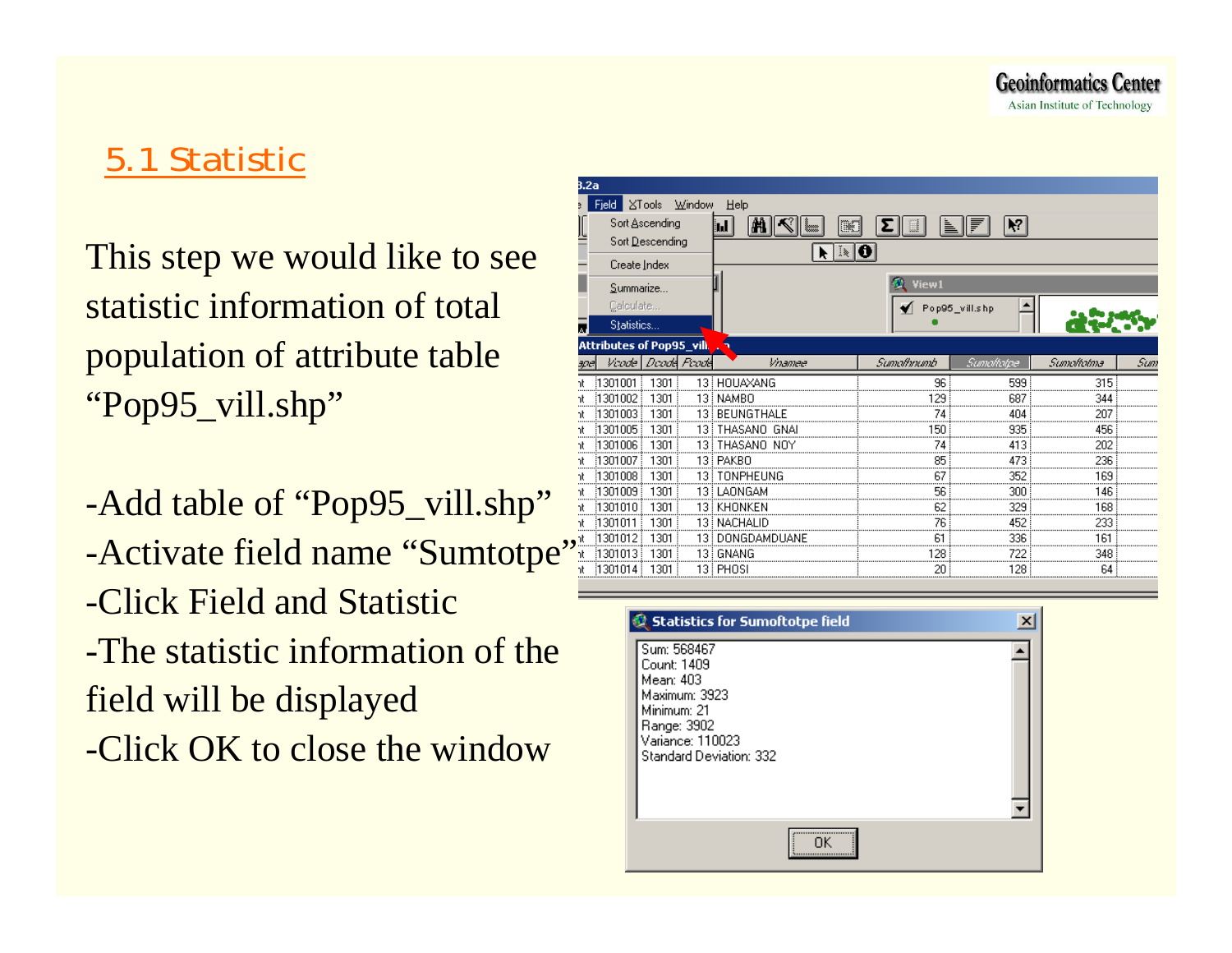## 5.1 Statistic

This step we would like to see statistic information of total population of attribute table "Pop95_vill.shp"

- -Add table of "Pop95_vill.shp"
- -Activate field name "Sumtotpe"
- -Click Field and Statistic
- -The statistic information of the field will be displayed
- -Click OK to close the window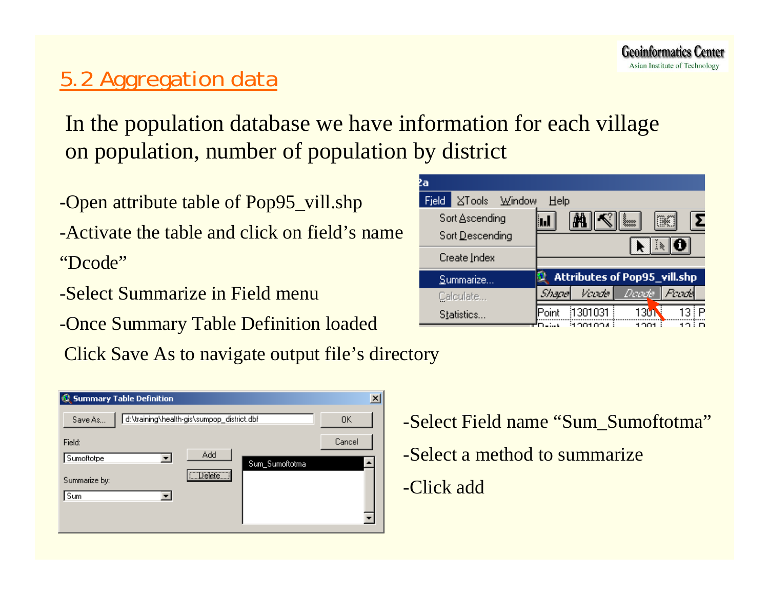## 5.2 Aggregation data

In the population database we have information for each village on population, number of population by district

- -Open attribute table of Pop95_vill.shp
- -Activate the table and click on field's name "Dcode"
- -Select Summarize in Field menu
- -Once Summary Table Definition loaded

Click Save As to navigate output file's directory

- -Select Field name "Sum_Sumoftotma"
- -Select a method to summarize
- -Click add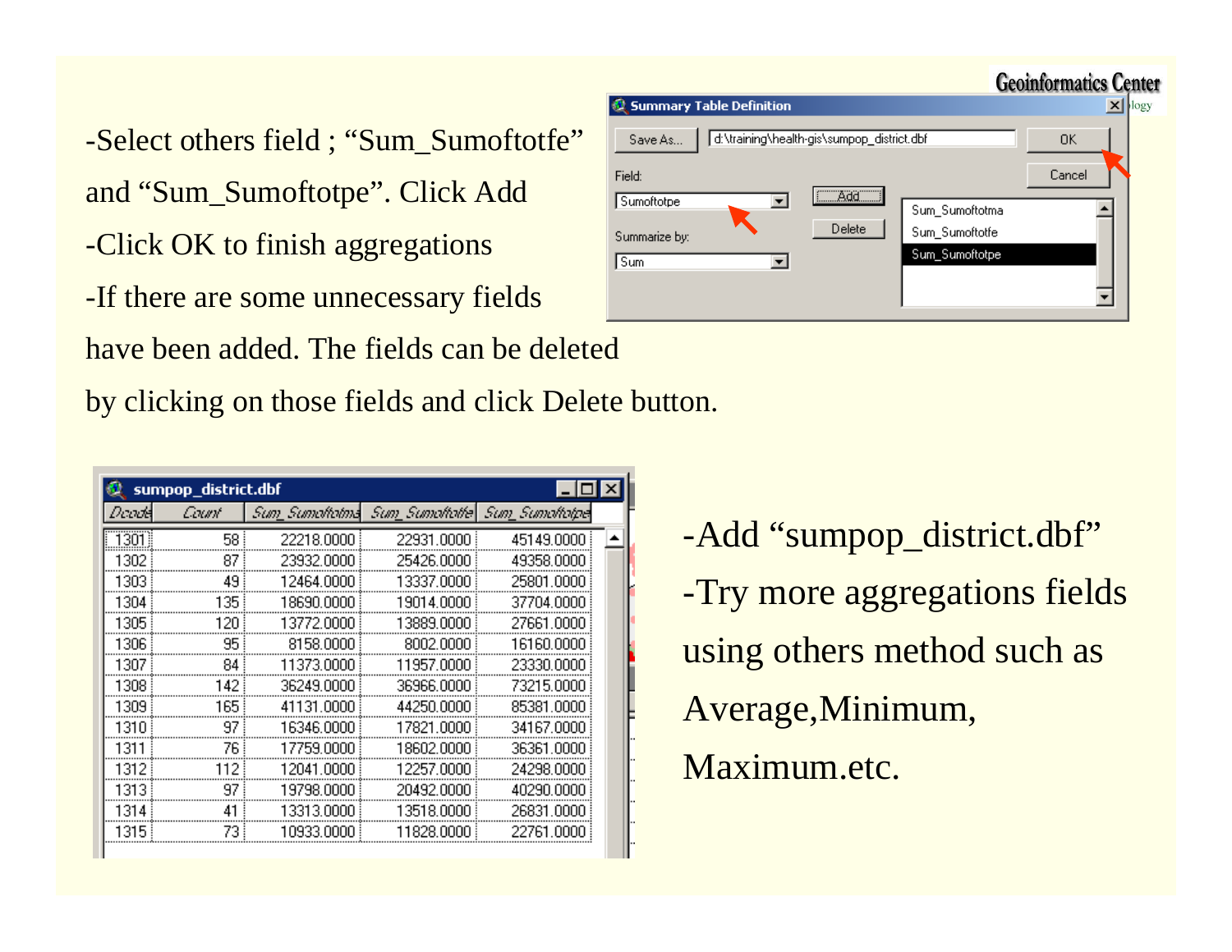-Select others field ; "Sum_Sumoftotfe" and "Sum_Sumoftotpe". Click Add

-Click OK to finish aggregations

-If there are some unnecessary fields have been added. The fields can be deleted by clicking on those fields and click Delete button.

| Dcode | Count | Sum_Sumoftotma | Sum_Sumoftotfe | Sum_Sumoftotpe |
|---|---|---|---|---|
| 1301 | 58 | 22218.0000 | 22931.0000 | 45149.0000 |
| 1302 | 87 | 23932.0000 | 25426.0000 | 49358.0000 |
| 1303 | 49 | 12464.0000 | 13337.0000 | 25801.0000 |
| 1304 | 135 | 18690.0000 | 19014.0000 | 37704.0000 |
| 1305 | 120 | 13772.0000 | 13889.0000 | 27661.0000 |
| 1306 | 95 | 8158.0000 | 8002.0000 | 16160.0000 |
| 1307 | 84 | 11373.0000 | 11957.0000 | 23330.0000 |
| 1308 | 142 | 36249.0000 | 36966.0000 | 73215.0000 |
| 1309 | 165 | 41131.0000 | 44250.0000 | 85381.0000 |
| 1310 | 97 | 16346.0000 | 17821.0000 | 34167.0000 |
| 1311 | 76 | 17759.0000 | 18602.0000 | 36361.0000 |
| 1312 | 112 | 12041.0000 | 12257.0000 | 24298.0000 |
| 1313 | 97 | 19798.0000 | 20492.0000 | 40290.0000 |
| 1314 | 41 | 13313.0000 | 13518.0000 | 26831.0000 |
| 1315 | 73 | 10933.0000 | 11828.0000 | 22761.0000 |

-Add "sumpop_district.dbf"

-Try more aggregations fields using others method such as Average,Minimum, Maximum.etc.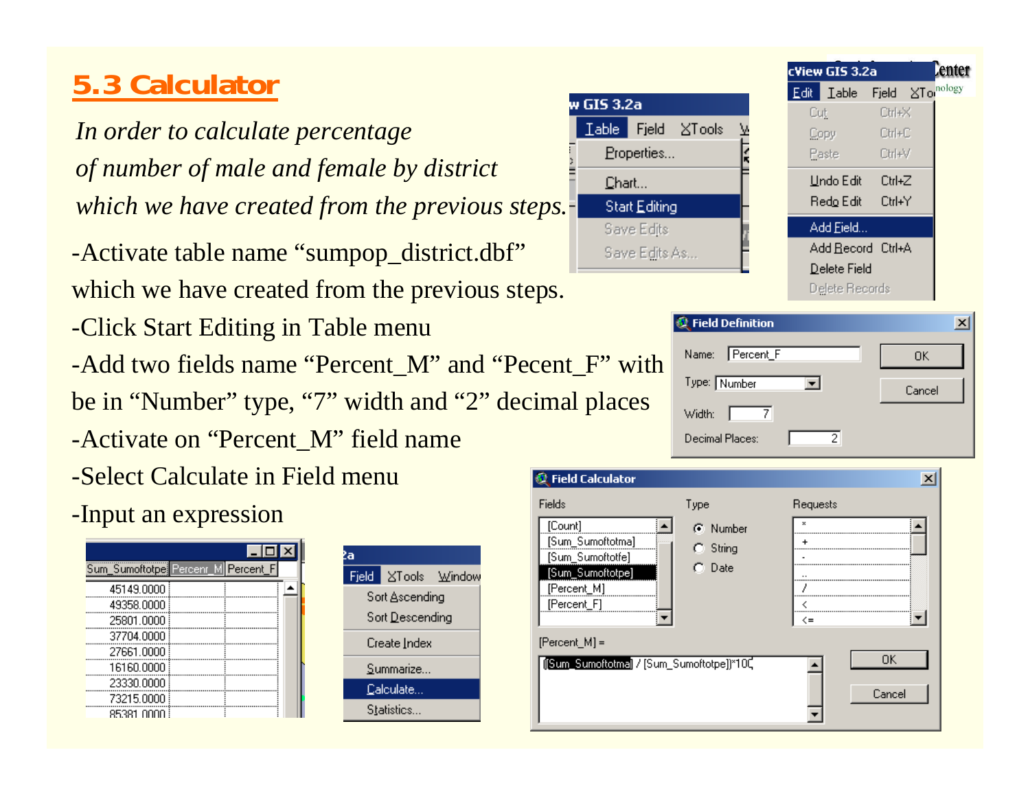## 5.3 Calculator

*In order to calculate percentage of number of male and female by district which we have created from the previous steps.*

-Activate table name “sumpop_district.dbf” which we have created from the previous steps.

-Click Start Editing in Table menu

-Add two fields name “Percent_M” and “Pecent_F” with be in “Number” type, “7” width and “2” decimal places

-Activate on “Percent_M” field name

-Select Calculate in Field menu

-Input an expression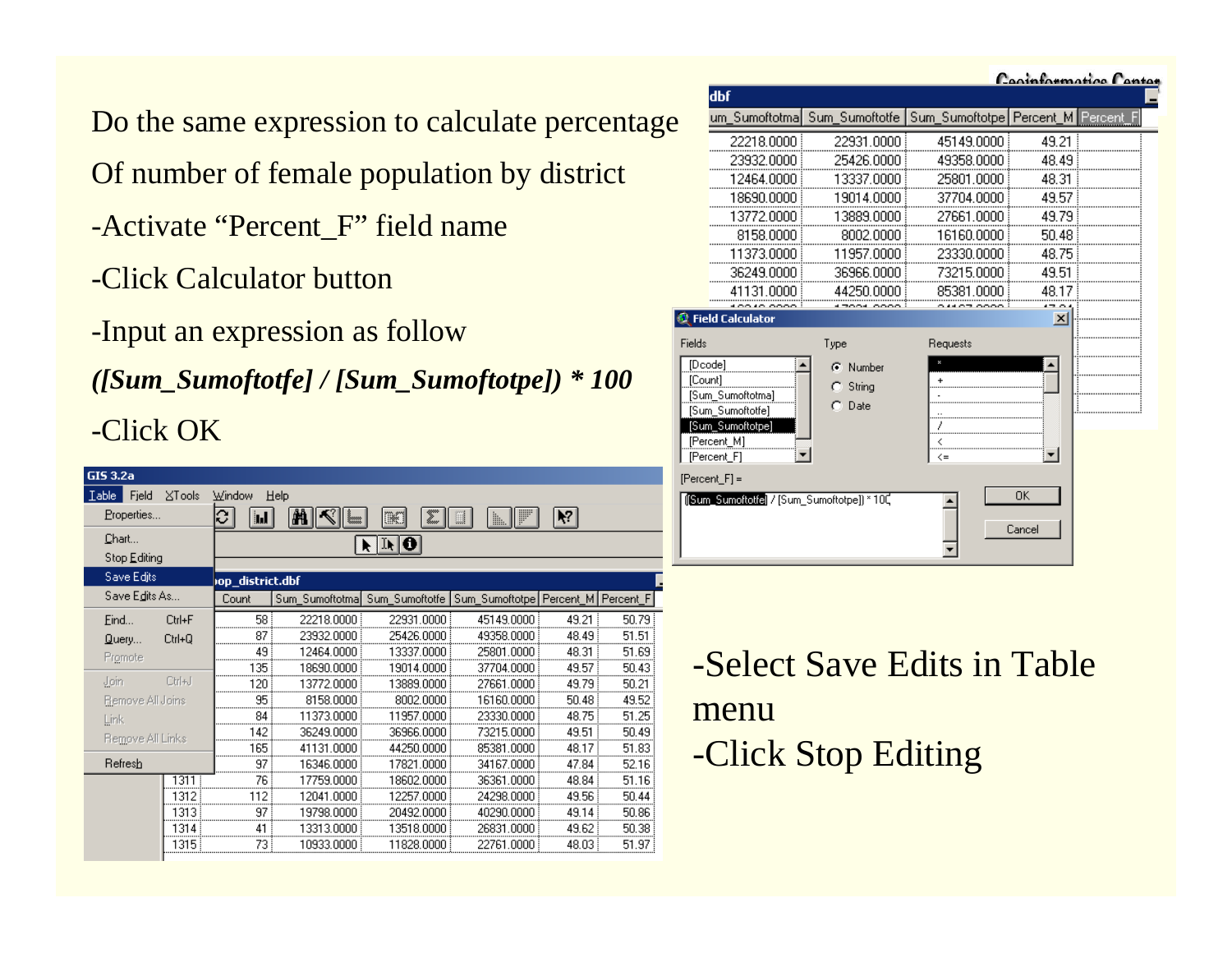Do the same expression to calculate percentage

Of number of female population by district

-Activate "Percent_F" field name

-Click Calculator button

-Input an expression as follow

***([Sum_Sumoftotfe] / [Sum_Sumoftotpe]) * 100***

-Click OK

-Select Save Edits in Table menu

-Click Stop Editing